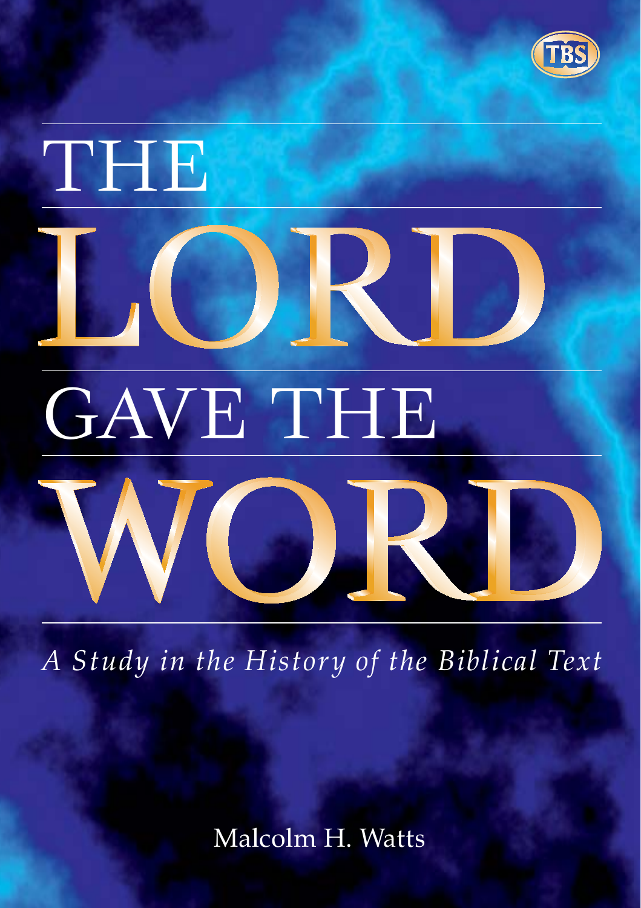TBS

# THE LORD GAVE THE WORD

*A Study in the History of the Biblical Text*

Malcolm H. Watts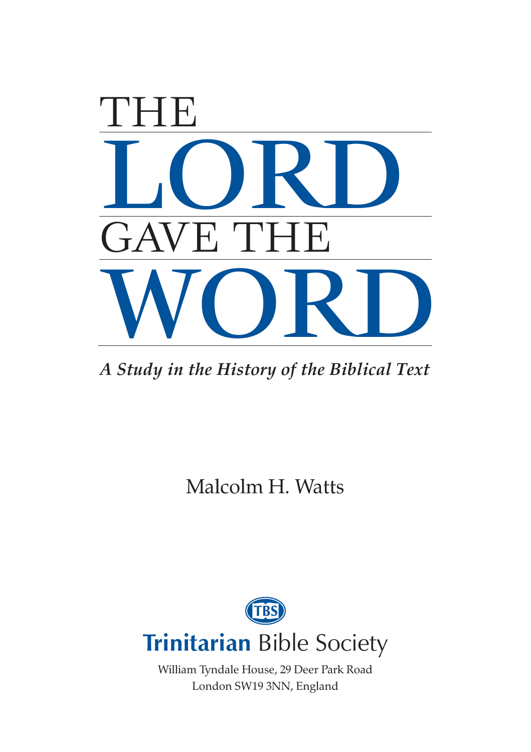# THE LORD GAVE THE WORD

*A Study in the History of the Biblical Text*

Malcolm H. Watts

TBS

**Trinitarian** Bible Society

William Tyndale House, 29 Deer Park Road
London SW19 3NN, England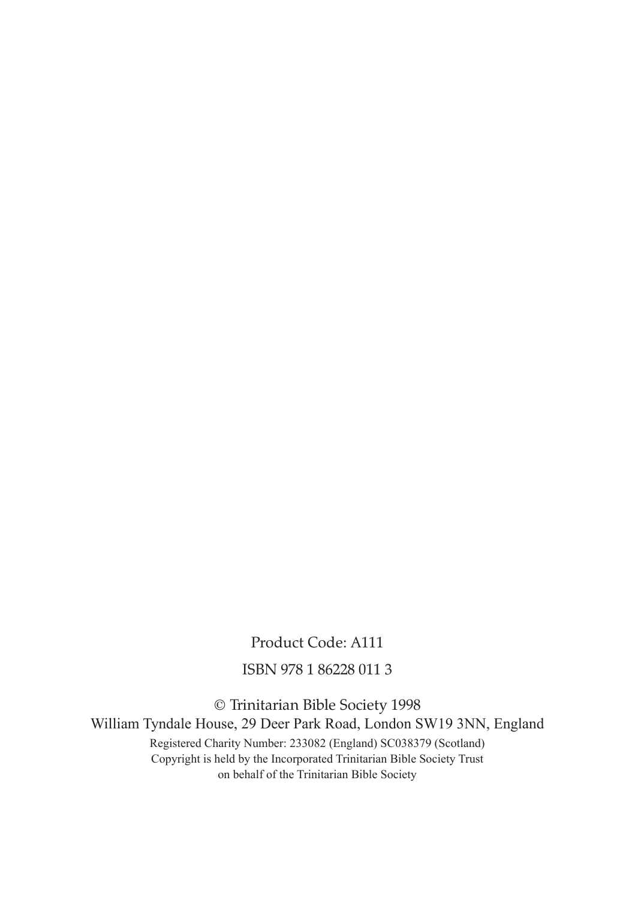Product Code: A111

ISBN 978 1 86228 011 3

© Trinitarian Bible Society 1998

William Tyndale House, 29 Deer Park Road, London SW19 3NN, England

Registered Charity Number: 233082 (England) SC038379 (Scotland)

Copyright is held by the Incorporated Trinitarian Bible Society Trust

on behalf of the Trinitarian Bible Society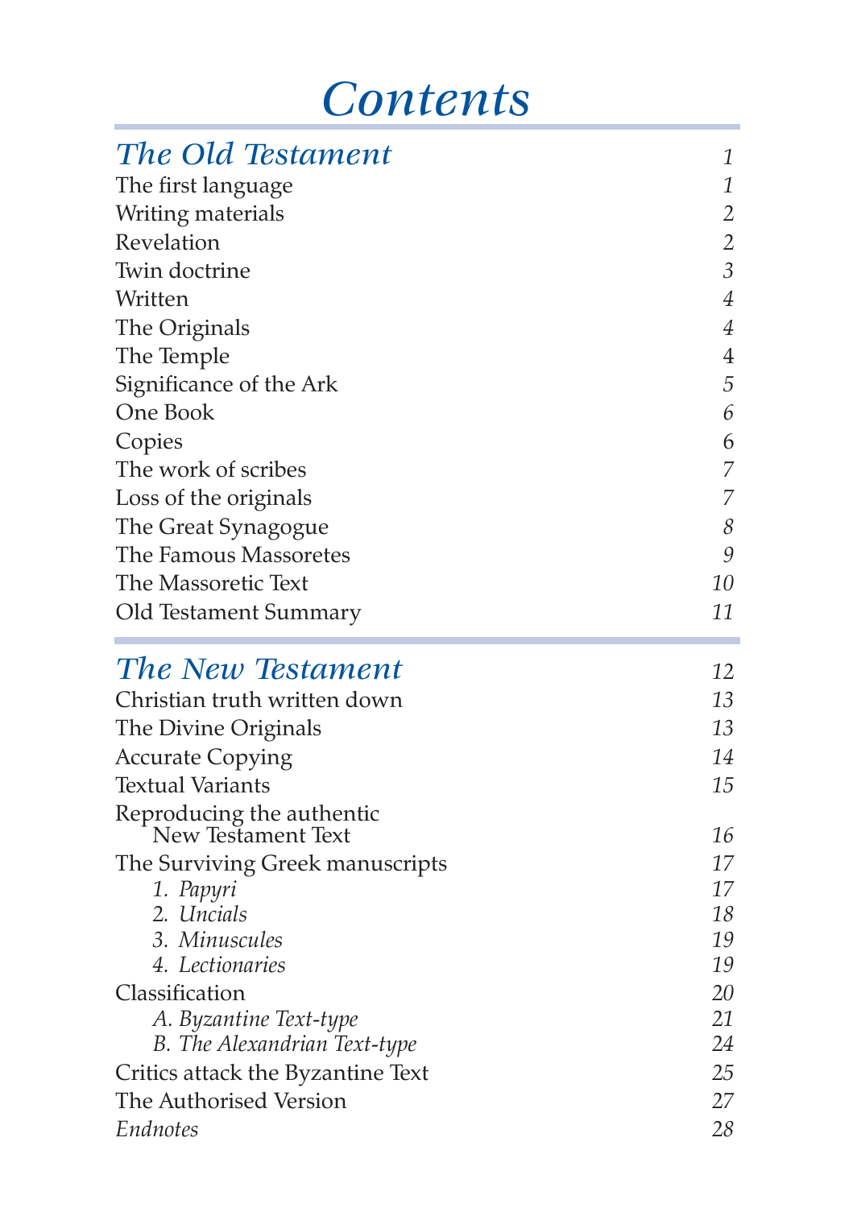# *Contents*

| | |
|---|---|
| ***The Old Testament*** | *1* |
| The first language | *1* |
| Writing materials | *2* |
| Revelation | *2* |
| Twin doctrine | *3* |
| Written | *4* |
| The Originals | *4* |
| The Temple | *4* |
| Significance of the Ark | *5* |
| One Book | *6* |
| Copies | *6* |
| The work of scribes | *7* |
| Loss of the originals | *7* |
| The Great Synagogue | *8* |
| The Famous Massoretes | *9* |
| The Massoretic Text | *10* |
| Old Testament Summary | *11* |
| ***The New Testament*** | *12* |
| Christian truth written down | *13* |
| The Divine Originals | *13* |
| Accurate Copying | *14* |
| Textual Variants | *15* |
| Reproducing the authentic New Testament Text | *16* |
| The Surviving Greek manuscripts | *17* |
| *1. Papyri* | *17* |
| *2. Uncials* | *18* |
| *3. Minuscules* | *19* |
| *4. Lectionaries* | *19* |
| Classification | *20* |
| *A. Byzantine Text-type* | *21* |
| *B. The Alexandrian Text-type* | *24* |
| Critics attack the Byzantine Text | *25* |
| The Authorised Version | *27* |
| *Endnotes* | *28* |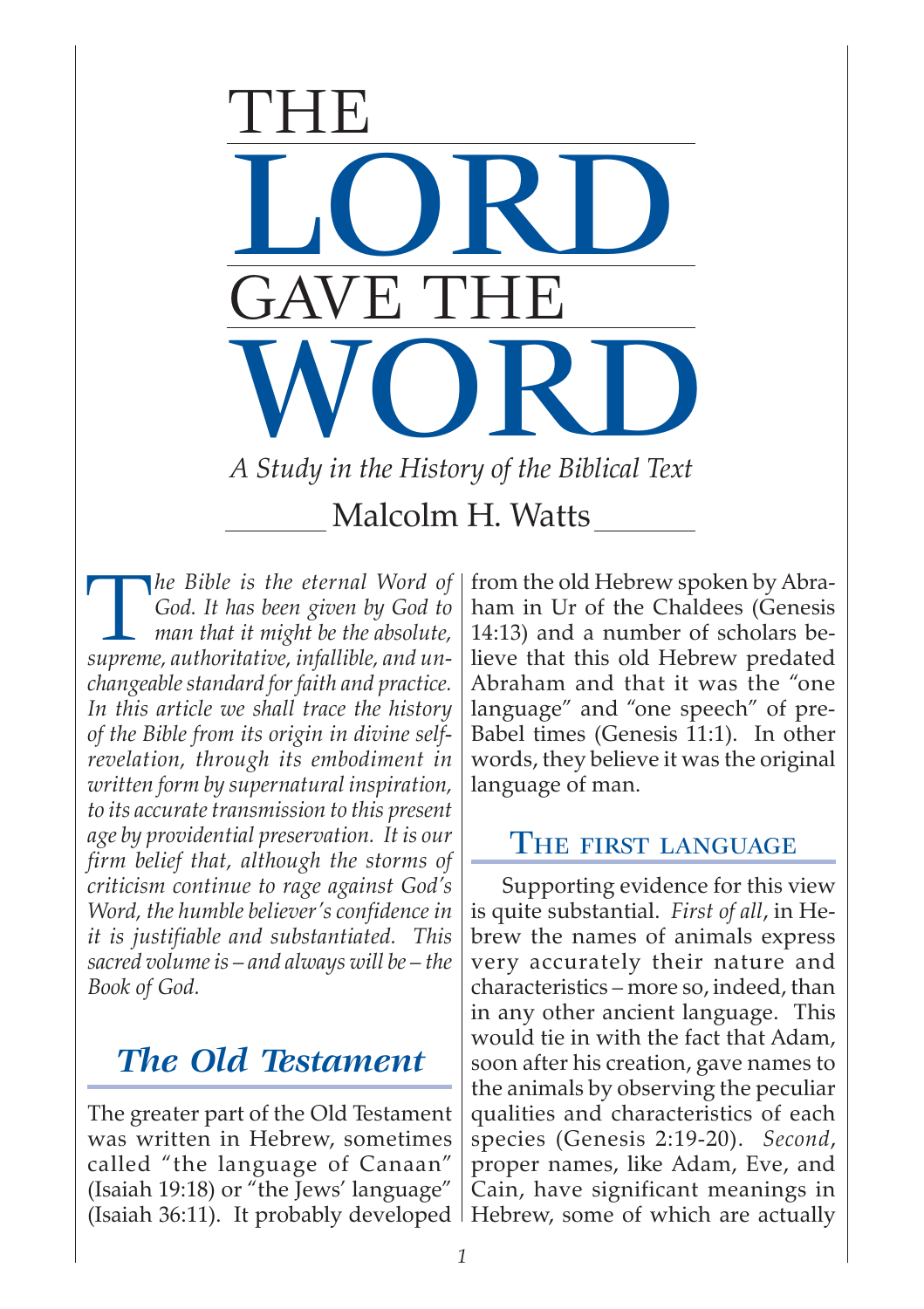# THE LORD GAVE THE WORD

*A Study in the History of the Biblical Text*

Malcolm H. Watts

*The Bible is the eternal Word of God. It has been given by God to man that it might be the absolute, supreme, authoritative, infallible, and unchangeable standard for faith and practice. In this article we shall trace the history of the Bible from its origin in divine self-revelation, through its embodiment in written form by supernatural inspiration, to its accurate transmission to this present age by providential preservation. It is our firm belief that, although the storms of criticism continue to rage against God's Word, the humble believer's confidence in it is justifiable and substantiated. This sacred volume is – and always will be – the Book of God.*

## *The Old Testament*

The greater part of the Old Testament was written in Hebrew, sometimes called "the language of Canaan" (Isaiah 19:18) or "the Jews' language" (Isaiah 36:11). It probably developed from the old Hebrew spoken by Abraham in Ur of the Chaldees (Genesis 14:13) and a number of scholars believe that this old Hebrew predated Abraham and that it was the "one language" and "one speech" of pre-Babel times (Genesis 11:1). In other words, they believe it was the original language of man.

### The first language

Supporting evidence for this view is quite substantial. *First of all*, in Hebrew the names of animals express very accurately their nature and characteristics – more so, indeed, than in any other ancient language. This would tie in with the fact that Adam, soon after his creation, gave names to the animals by observing the peculiar qualities and characteristics of each species (Genesis 2:19-20). *Second*, proper names, like Adam, Eve, and Cain, have significant meanings in Hebrew, some of which are actually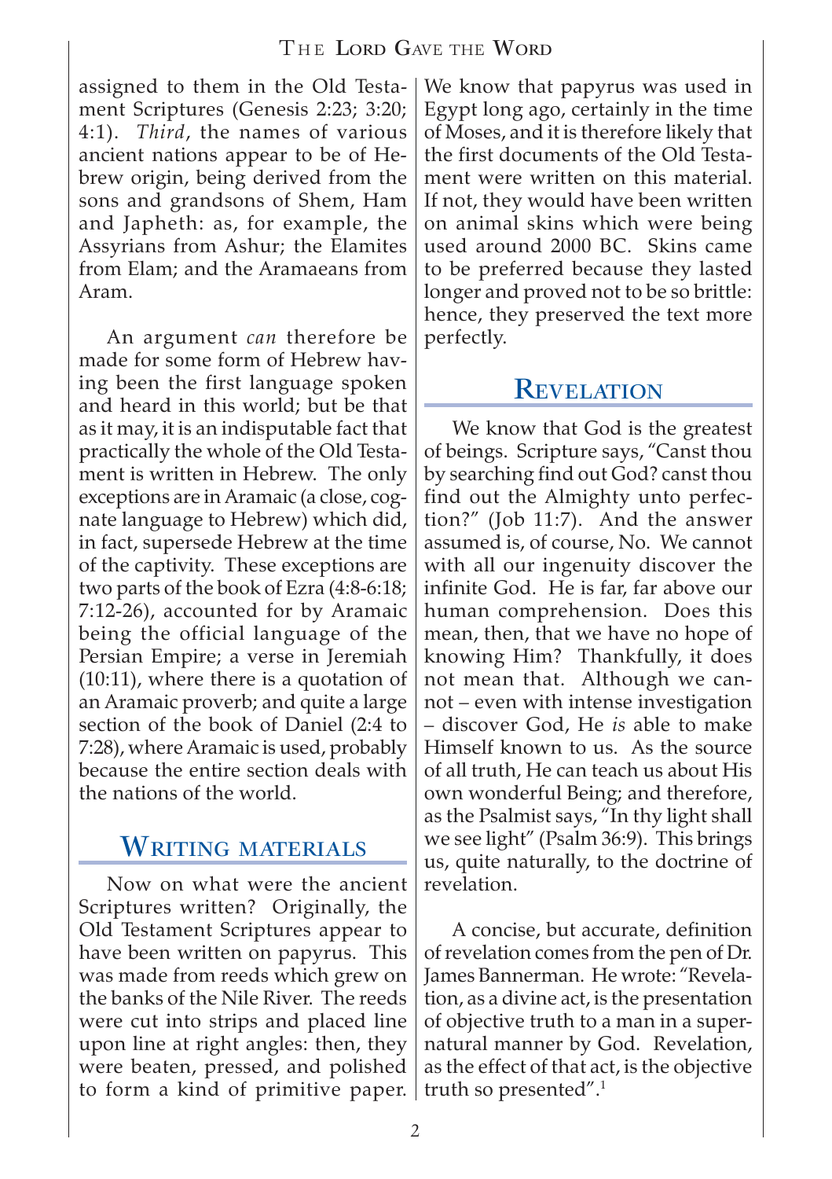assigned to them in the Old Testament Scriptures (Genesis 2:23; 3:20; 4:1). *Third*, the names of various ancient nations appear to be of Hebrew origin, being derived from the sons and grandsons of Shem, Ham and Japheth: as, for example, the Assyrians from Ashur; the Elamites from Elam; and the Aramaeans from Aram.

An argument *can* therefore be made for some form of Hebrew having been the first language spoken and heard in this world; but be that as it may, it is an indisputable fact that practically the whole of the Old Testament is written in Hebrew. The only exceptions are in Aramaic (a close, cognate language to Hebrew) which did, in fact, supersede Hebrew at the time of the captivity. These exceptions are two parts of the book of Ezra (4:8-6:18; 7:12-26), accounted for by Aramaic being the official language of the Persian Empire; a verse in Jeremiah (10:11), where there is a quotation of an Aramaic proverb; and quite a large section of the book of Daniel (2:4 to 7:28), where Aramaic is used, probably because the entire section deals with the nations of the world.

## Writing materials

Now on what were the ancient Scriptures written? Originally, the Old Testament Scriptures appear to have been written on papyrus. This was made from reeds which grew on the banks of the Nile River. The reeds were cut into strips and placed line upon line at right angles: then, they were beaten, pressed, and polished to form a kind of primitive paper. We know that papyrus was used in Egypt long ago, certainly in the time of Moses, and it is therefore likely that the first documents of the Old Testament were written on this material. If not, they would have been written on animal skins which were being used around 2000 BC. Skins came to be preferred because they lasted longer and proved not to be so brittle: hence, they preserved the text more perfectly.

## Revelation

We know that God is the greatest of beings. Scripture says, "Canst thou by searching find out God? canst thou find out the Almighty unto perfection?" (Job 11:7). And the answer assumed is, of course, No. We cannot with all our ingenuity discover the infinite God. He is far, far above our human comprehension. Does this mean, then, that we have no hope of knowing Him? Thankfully, it does not mean that. Although we cannot – even with intense investigation – discover God, He *is* able to make Himself known to us. As the source of all truth, He can teach us about His own wonderful Being; and therefore, as the Psalmist says, "In thy light shall we see light" (Psalm 36:9). This brings us, quite naturally, to the doctrine of revelation.

A concise, but accurate, definition of revelation comes from the pen of Dr. James Bannerman. He wrote: "Revelation, as a divine act, is the presentation of objective truth to a man in a supernatural manner by God. Revelation, as the effect of that act, is the objective truth so presented".[1]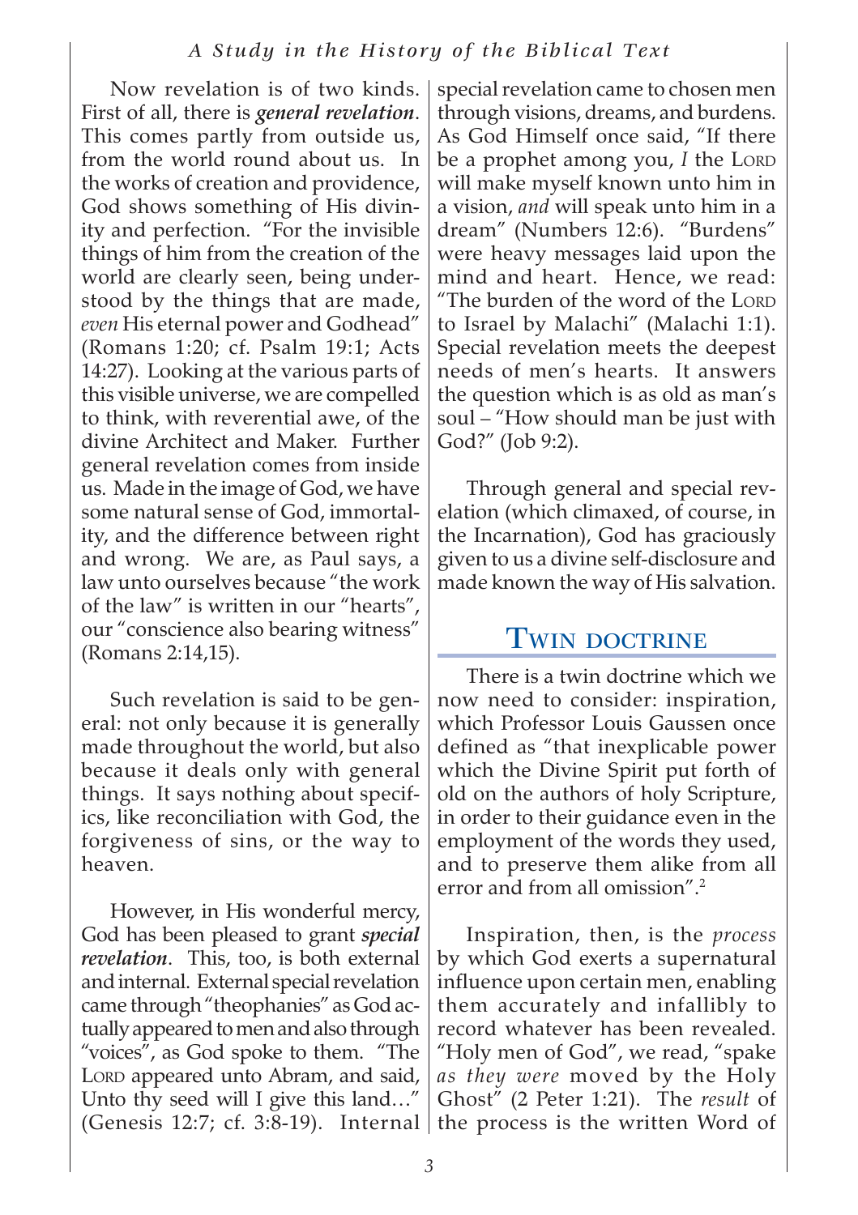Now revelation is of two kinds. First of all, there is ***general revelation***. This comes partly from outside us, from the world round about us. In the works of creation and providence, God shows something of His divinity and perfection. "For the invisible things of him from the creation of the world are clearly seen, being understood by the things that are made, *even* His eternal power and Godhead" (Romans 1:20; cf. Psalm 19:1; Acts 14:27). Looking at the various parts of this visible universe, we are compelled to think, with reverential awe, of the divine Architect and Maker. Further general revelation comes from inside us. Made in the image of God, we have some natural sense of God, immortality, and the difference between right and wrong. We are, as Paul says, a law unto ourselves because "the work of the law" is written in our "hearts", our "conscience also bearing witness" (Romans 2:14,15).

Such revelation is said to be general: not only because it is generally made throughout the world, but also because it deals only with general things. It says nothing about specifics, like reconciliation with God, the forgiveness of sins, or the way to heaven.

However, in His wonderful mercy, God has been pleased to grant ***special revelation***. This, too, is both external and internal. External special revelation came through "theophanies" as God actually appeared to men and also through "voices", as God spoke to them. "The LORD appeared unto Abram, and said, Unto thy seed will I give this land…" (Genesis 12:7; cf. 3:8-19). Internal special revelation came to chosen men through visions, dreams, and burdens. As God Himself once said, "If there be a prophet among you, *I* the LORD will make myself known unto him in a vision, *and* will speak unto him in a dream" (Numbers 12:6). "Burdens" were heavy messages laid upon the mind and heart. Hence, we read: "The burden of the word of the LORD to Israel by Malachi" (Malachi 1:1). Special revelation meets the deepest needs of men's hearts. It answers the question which is as old as man's soul – "How should man be just with God?" (Job 9:2).

Through general and special revelation (which climaxed, of course, in the Incarnation), God has graciously given to us a divine self-disclosure and made known the way of His salvation.

## Twin doctrine

There is a twin doctrine which we now need to consider: inspiration, which Professor Louis Gaussen once defined as "that inexplicable power which the Divine Spirit put forth of old on the authors of holy Scripture, in order to their guidance even in the employment of the words they used, and to preserve them alike from all error and from all omission".[2]

Inspiration, then, is the *process* by which God exerts a supernatural influence upon certain men, enabling them accurately and infallibly to record whatever has been revealed. "Holy men of God", we read, "spake *as they were* moved by the Holy Ghost" (2 Peter 1:21). The *result* of the process is the written Word of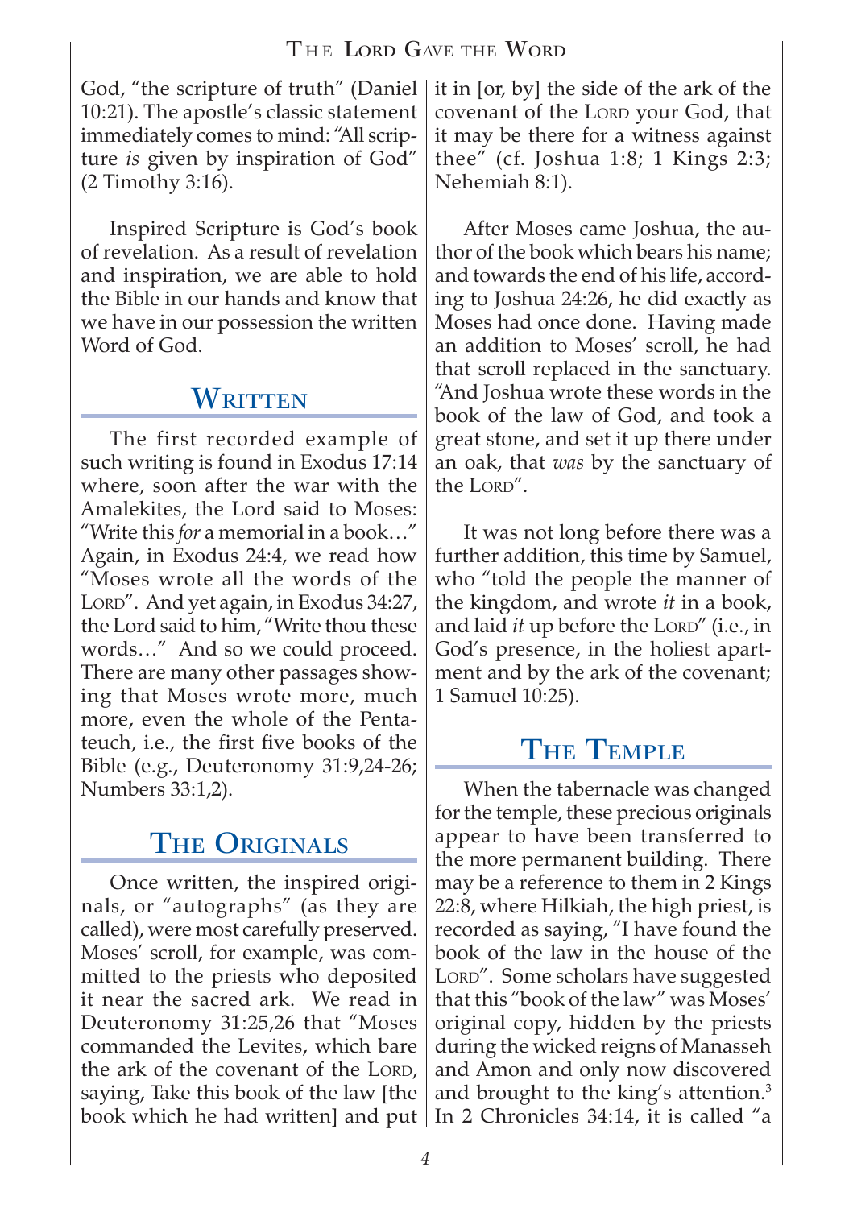God, "the scripture of truth" (Daniel 10:21). The apostle's classic statement immediately comes to mind: "All scripture *is* given by inspiration of God" (2 Timothy 3:16).

Inspired Scripture is God's book of revelation. As a result of revelation and inspiration, we are able to hold the Bible in our hands and know that we have in our possession the written Word of God.

## Written

The first recorded example of such writing is found in Exodus 17:14 where, soon after the war with the Amalekites, the Lord said to Moses: "Write this *for* a memorial in a book…" Again, in Exodus 24:4, we read how "Moses wrote all the words of the Lord". And yet again, in Exodus 34:27, the Lord said to him, "Write thou these words…" And so we could proceed. There are many other passages showing that Moses wrote more, much more, even the whole of the Pentateuch, i.e., the first five books of the Bible (e.g., Deuteronomy 31:9,24-26; Numbers 33:1,2).

## The Originals

Once written, the inspired originals, or "autographs" (as they are called), were most carefully preserved. Moses' scroll, for example, was committed to the priests who deposited it near the sacred ark. We read in Deuteronomy 31:25,26 that "Moses commanded the Levites, which bare the ark of the covenant of the Lord, saying, Take this book of the law [the book which he had written] and put it in [or, by] the side of the ark of the covenant of the Lord your God, that it may be there for a witness against thee" (cf. Joshua 1:8; 1 Kings 2:3; Nehemiah 8:1).

After Moses came Joshua, the author of the book which bears his name; and towards the end of his life, according to Joshua 24:26, he did exactly as Moses had once done. Having made an addition to Moses' scroll, he had that scroll replaced in the sanctuary. "And Joshua wrote these words in the book of the law of God, and took a great stone, and set it up there under an oak, that *was* by the sanctuary of the Lord".

It was not long before there was a further addition, this time by Samuel, who "told the people the manner of the kingdom, and wrote *it* in a book, and laid *it* up before the Lord" (i.e., in God's presence, in the holiest apartment and by the ark of the covenant; 1 Samuel 10:25).

## The Temple

When the tabernacle was changed for the temple, these precious originals appear to have been transferred to the more permanent building. There may be a reference to them in 2 Kings 22:8, where Hilkiah, the high priest, is recorded as saying, "I have found the book of the law in the house of the Lord". Some scholars have suggested that this "book of the law" was Moses' original copy, hidden by the priests during the wicked reigns of Manasseh and Amon and only now discovered and brought to the king's attention.[3] In 2 Chronicles 34:14, it is called "a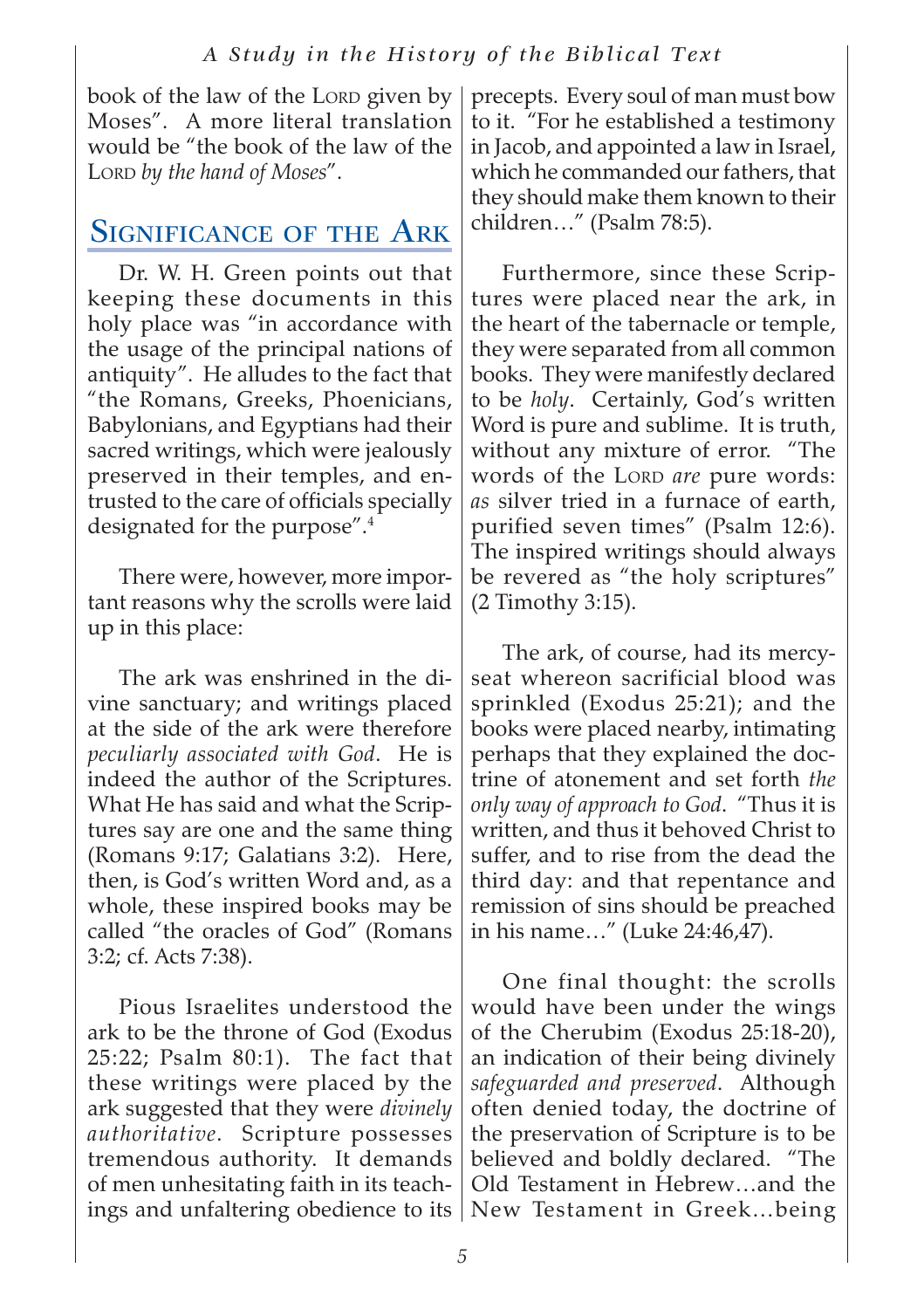book of the law of the LORD given by Moses". A more literal translation would be "the book of the law of the LORD *by the hand of Moses*".

## Significance of the Ark

Dr. W. H. Green points out that keeping these documents in this holy place was "in accordance with the usage of the principal nations of antiquity". He alludes to the fact that "the Romans, Greeks, Phoenicians, Babylonians, and Egyptians had their sacred writings, which were jealously preserved in their temples, and entrusted to the care of officials specially designated for the purpose".[4]

There were, however, more important reasons why the scrolls were laid up in this place:

The ark was enshrined in the divine sanctuary; and writings placed at the side of the ark were therefore *peculiarly associated with God*. He is indeed the author of the Scriptures. What He has said and what the Scriptures say are one and the same thing (Romans 9:17; Galatians 3:2). Here, then, is God's written Word and, as a whole, these inspired books may be called "the oracles of God" (Romans 3:2; cf. Acts 7:38).

Pious Israelites understood the ark to be the throne of God (Exodus 25:22; Psalm 80:1). The fact that these writings were placed by the ark suggested that they were *divinely authoritative*. Scripture possesses tremendous authority. It demands of men unhesitating faith in its teachings and unfaltering obedience to its precepts. Every soul of man must bow to it. "For he established a testimony in Jacob, and appointed a law in Israel, which he commanded our fathers, that they should make them known to their children…" (Psalm 78:5).

Furthermore, since these Scriptures were placed near the ark, in the heart of the tabernacle or temple, they were separated from all common books. They were manifestly declared to be *holy*. Certainly, God's written Word is pure and sublime. It is truth, without any mixture of error. "The words of the LORD *are* pure words: *as* silver tried in a furnace of earth, purified seven times" (Psalm 12:6). The inspired writings should always be revered as "the holy scriptures" (2 Timothy 3:15).

The ark, of course, had its mercy-seat whereon sacrificial blood was sprinkled (Exodus 25:21); and the books were placed nearby, intimating perhaps that they explained the doctrine of atonement and set forth *the only way of approach to God*. "Thus it is written, and thus it behoved Christ to suffer, and to rise from the dead the third day: and that repentance and remission of sins should be preached in his name…" (Luke 24:46,47).

One final thought: the scrolls would have been under the wings of the Cherubim (Exodus 25:18-20), an indication of their being divinely *safeguarded and preserved*. Although often denied today, the doctrine of the preservation of Scripture is to be believed and boldly declared. "The Old Testament in Hebrew…and the New Testament in Greek…being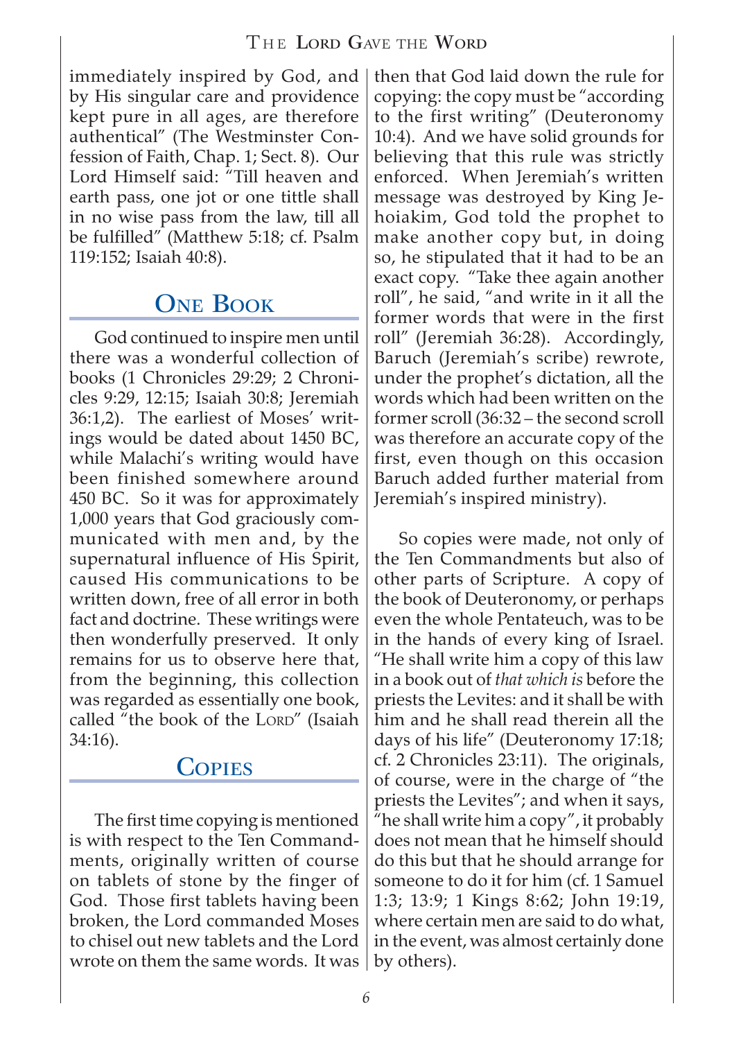immediately inspired by God, and by His singular care and providence kept pure in all ages, are therefore authentical" (The Westminster Confession of Faith, Chap. 1; Sect. 8). Our Lord Himself said: "Till heaven and earth pass, one jot or one tittle shall in no wise pass from the law, till all be fulfilled" (Matthew 5:18; cf. Psalm 119:152; Isaiah 40:8).

## One Book

God continued to inspire men until there was a wonderful collection of books (1 Chronicles 29:29; 2 Chronicles 9:29, 12:15; Isaiah 30:8; Jeremiah 36:1,2). The earliest of Moses' writings would be dated about 1450 BC, while Malachi's writing would have been finished somewhere around 450 BC. So it was for approximately 1,000 years that God graciously communicated with men and, by the supernatural influence of His Spirit, caused His communications to be written down, free of all error in both fact and doctrine. These writings were then wonderfully preserved. It only remains for us to observe here that, from the beginning, this collection was regarded as essentially one book, called "the book of the LORD" (Isaiah 34:16).

## Copies

The first time copying is mentioned is with respect to the Ten Commandments, originally written of course on tablets of stone by the finger of God. Those first tablets having been broken, the Lord commanded Moses to chisel out new tablets and the Lord wrote on them the same words. It was then that God laid down the rule for copying: the copy must be "according to the first writing" (Deuteronomy 10:4). And we have solid grounds for believing that this rule was strictly enforced. When Jeremiah's written message was destroyed by King Jehoiakim, God told the prophet to make another copy but, in doing so, he stipulated that it had to be an exact copy. "Take thee again another roll", he said, "and write in it all the former words that were in the first roll" (Jeremiah 36:28). Accordingly, Baruch (Jeremiah's scribe) rewrote, under the prophet's dictation, all the words which had been written on the former scroll (36:32 – the second scroll was therefore an accurate copy of the first, even though on this occasion Baruch added further material from Jeremiah's inspired ministry).

So copies were made, not only of the Ten Commandments but also of other parts of Scripture. A copy of the book of Deuteronomy, or perhaps even the whole Pentateuch, was to be in the hands of every king of Israel. "He shall write him a copy of this law in a book out of *that which is* before the priests the Levites: and it shall be with him and he shall read therein all the days of his life" (Deuteronomy 17:18; cf. 2 Chronicles 23:11). The originals, of course, were in the charge of "the priests the Levites"; and when it says, "he shall write him a copy", it probably does not mean that he himself should do this but that he should arrange for someone to do it for him (cf. 1 Samuel 1:3; 13:9; 1 Kings 8:62; John 19:19, where certain men are said to do what, in the event, was almost certainly done by others).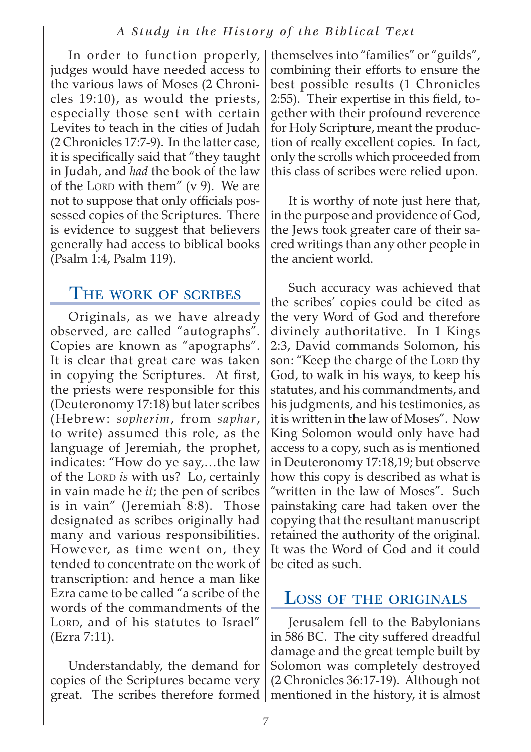In order to function properly, judges would have needed access to the various laws of Moses (2 Chronicles 19:10), as would the priests, especially those sent with certain Levites to teach in the cities of Judah (2 Chronicles 17:7-9). In the latter case, it is specifically said that "they taught in Judah, and *had* the book of the law of the LORD with them" (v 9). We are not to suppose that only officials possessed copies of the Scriptures. There is evidence to suggest that believers generally had access to biblical books (Psalm 1:4, Psalm 119).

## The work of scribes

Originals, as we have already observed, are called "autographs". Copies are known as "apographs". It is clear that great care was taken in copying the Scriptures. At first, the priests were responsible for this (Deuteronomy 17:18) but later scribes (Hebrew: *sopherim*, from *saphar*, to write) assumed this role, as the language of Jeremiah, the prophet, indicates: "How do ye say,…the law of the LORD *is* with us? Lo, certainly in vain made he *it*; the pen of scribes is in vain" (Jeremiah 8:8). Those designated as scribes originally had many and various responsibilities. However, as time went on, they tended to concentrate on the work of transcription: and hence a man like Ezra came to be called "a scribe of the words of the commandments of the LORD, and of his statutes to Israel" (Ezra 7:11).

Understandably, the demand for copies of the Scriptures became very great. The scribes therefore formed themselves into "families" or "guilds", combining their efforts to ensure the best possible results (1 Chronicles 2:55). Their expertise in this field, together with their profound reverence for Holy Scripture, meant the production of really excellent copies. In fact, only the scrolls which proceeded from this class of scribes were relied upon.

It is worthy of note just here that, in the purpose and providence of God, the Jews took greater care of their sacred writings than any other people in the ancient world.

Such accuracy was achieved that the scribes' copies could be cited as the very Word of God and therefore divinely authoritative. In 1 Kings 2:3, David commands Solomon, his son: "Keep the charge of the LORD thy God, to walk in his ways, to keep his statutes, and his commandments, and his judgments, and his testimonies, as it is written in the law of Moses". Now King Solomon would only have had access to a copy, such as is mentioned in Deuteronomy 17:18,19; but observe how this copy is described as what is "written in the law of Moses". Such painstaking care had taken over the copying that the resultant manuscript retained the authority of the original. It was the Word of God and it could be cited as such.

## Loss of the originals

Jerusalem fell to the Babylonians in 586 BC. The city suffered dreadful damage and the great temple built by Solomon was completely destroyed (2 Chronicles 36:17-19). Although not mentioned in the history, it is almost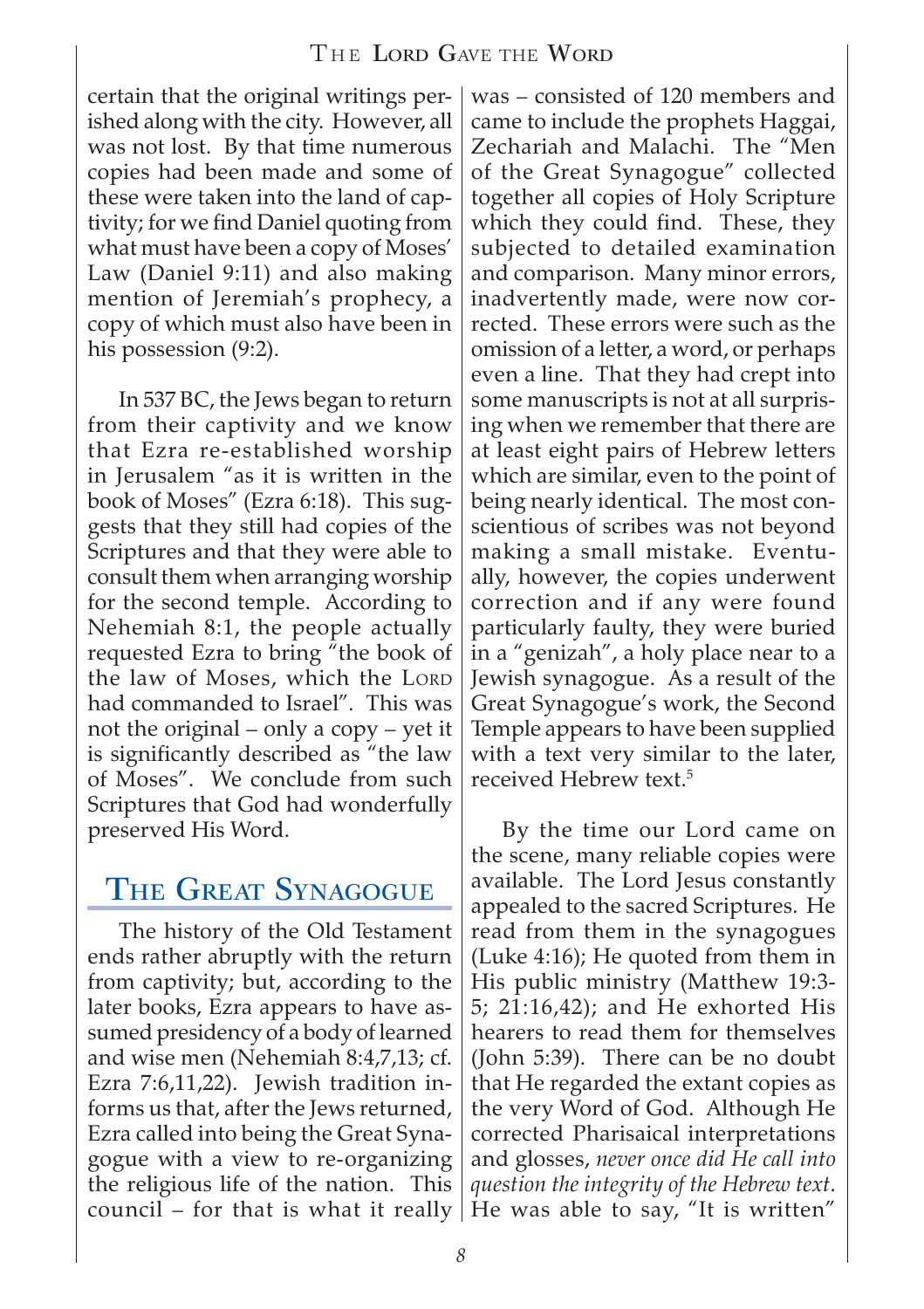certain that the original writings perished along with the city. However, all was not lost. By that time numerous copies had been made and some of these were taken into the land of captivity; for we find Daniel quoting from what must have been a copy of Moses' Law (Daniel 9:11) and also making mention of Jeremiah's prophecy, a copy of which must also have been in his possession (9:2).

In 537 BC, the Jews began to return from their captivity and we know that Ezra re-established worship in Jerusalem "as it is written in the book of Moses" (Ezra 6:18). This suggests that they still had copies of the Scriptures and that they were able to consult them when arranging worship for the second temple. According to Nehemiah 8:1, the people actually requested Ezra to bring "the book of the law of Moses, which the LORD had commanded to Israel". This was not the original – only a copy – yet it is significantly described as "the law of Moses". We conclude from such Scriptures that God had wonderfully preserved His Word.

## The Great Synagogue

The history of the Old Testament ends rather abruptly with the return from captivity; but, according to the later books, Ezra appears to have assumed presidency of a body of learned and wise men (Nehemiah 8:4,7,13; cf. Ezra 7:6,11,22). Jewish tradition informs us that, after the Jews returned, Ezra called into being the Great Synagogue with a view to re-organizing the religious life of the nation. This council – for that is what it really was – consisted of 120 members and came to include the prophets Haggai, Zechariah and Malachi. The "Men of the Great Synagogue" collected together all copies of Holy Scripture which they could find. These, they subjected to detailed examination and comparison. Many minor errors, inadvertently made, were now corrected. These errors were such as the omission of a letter, a word, or perhaps even a line. That they had crept into some manuscripts is not at all surprising when we remember that there are at least eight pairs of Hebrew letters which are similar, even to the point of being nearly identical. The most conscientious of scribes was not beyond making a small mistake. Eventually, however, the copies underwent correction and if any were found particularly faulty, they were buried in a "genizah", a holy place near to a Jewish synagogue. As a result of the Great Synagogue's work, the Second Temple appears to have been supplied with a text very similar to the later, received Hebrew text.[5]

By the time our Lord came on the scene, many reliable copies were available. The Lord Jesus constantly appealed to the sacred Scriptures. He read from them in the synagogues (Luke 4:16); He quoted from them in His public ministry (Matthew 19:3-5; 21:16,42); and He exhorted His hearers to read them for themselves (John 5:39). There can be no doubt that He regarded the extant copies as the very Word of God. Although He corrected Pharisaical interpretations and glosses, *never once did He call into question the integrity of the Hebrew text*. He was able to say, "It is written"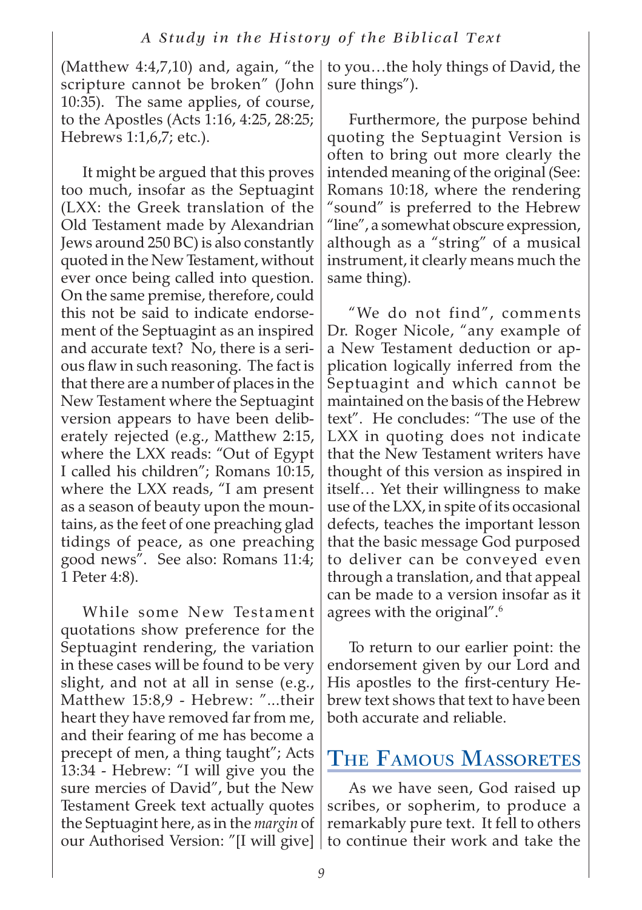(Matthew 4:4,7,10) and, again, "the scripture cannot be broken" (John 10:35). The same applies, of course, to the Apostles (Acts 1:16, 4:25, 28:25; Hebrews 1:1,6,7; etc.).

It might be argued that this proves too much, insofar as the Septuagint (LXX: the Greek translation of the Old Testament made by Alexandrian Jews around 250 BC) is also constantly quoted in the New Testament, without ever once being called into question. On the same premise, therefore, could this not be said to indicate endorsement of the Septuagint as an inspired and accurate text? No, there is a serious flaw in such reasoning. The fact is that there are a number of places in the New Testament where the Septuagint version appears to have been deliberately rejected (e.g., Matthew 2:15, where the LXX reads: "Out of Egypt I called his children"; Romans 10:15, where the LXX reads, "I am present as a season of beauty upon the mountains, as the feet of one preaching glad tidings of peace, as one preaching good news". See also: Romans 11:4; 1 Peter 4:8).

While some New Testament quotations show preference for the Septuagint rendering, the variation in these cases will be found to be very slight, and not at all in sense (e.g., Matthew 15:8,9 - Hebrew: "...their heart they have removed far from me, and their fearing of me has become a precept of men, a thing taught"; Acts 13:34 - Hebrew: "I will give you the sure mercies of David", but the New Testament Greek text actually quotes the Septuagint here, as in the *margin* of our Authorised Version: "[I will give] to you…the holy things of David, the sure things").

Furthermore, the purpose behind quoting the Septuagint Version is often to bring out more clearly the intended meaning of the original (See: Romans 10:18, where the rendering "sound" is preferred to the Hebrew "line", a somewhat obscure expression, although as a "string" of a musical instrument, it clearly means much the same thing).

"We do not find", comments Dr. Roger Nicole, "any example of a New Testament deduction or application logically inferred from the Septuagint and which cannot be maintained on the basis of the Hebrew text". He concludes: "The use of the LXX in quoting does not indicate that the New Testament writers have thought of this version as inspired in itself… Yet their willingness to make use of the LXX, in spite of its occasional defects, teaches the important lesson that the basic message God purposed to deliver can be conveyed even through a translation, and that appeal can be made to a version insofar as it agrees with the original".[6]

To return to our earlier point: the endorsement given by our Lord and His apostles to the first-century Hebrew text shows that text to have been both accurate and reliable.

## The Famous Massoretes

As we have seen, God raised up scribes, or sopherim, to produce a remarkably pure text. It fell to others to continue their work and take the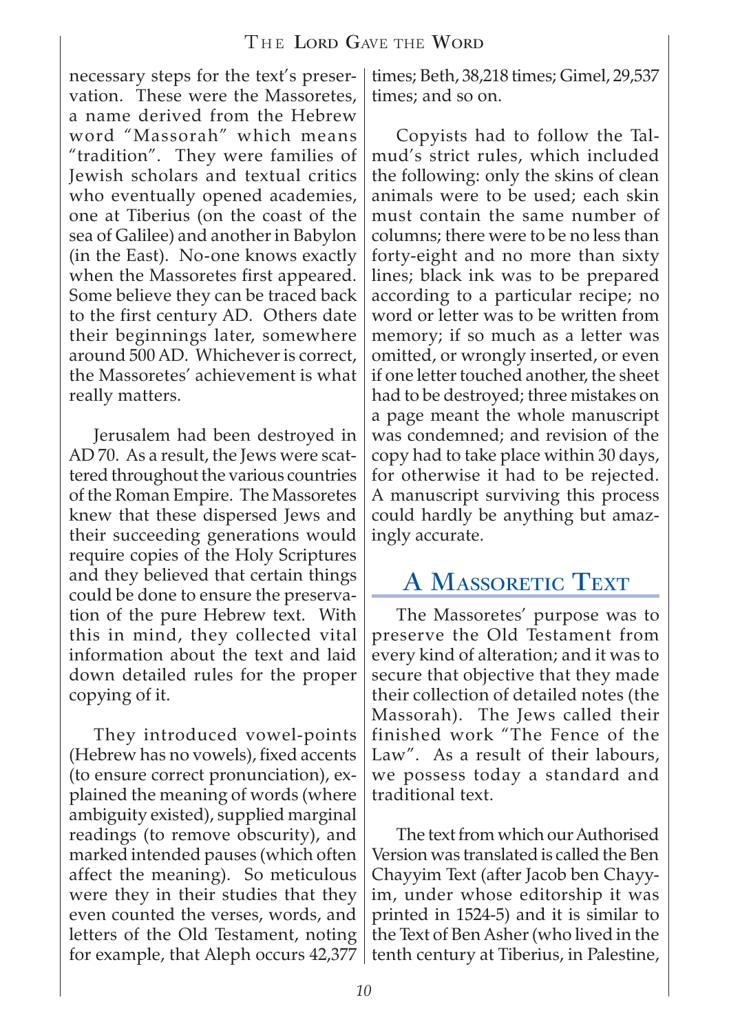necessary steps for the text's preservation. These were the Massoretes, a name derived from the Hebrew word "Massorah" which means "tradition". They were families of Jewish scholars and textual critics who eventually opened academies, one at Tiberius (on the coast of the sea of Galilee) and another in Babylon (in the East). No-one knows exactly when the Massoretes first appeared. Some believe they can be traced back to the first century AD. Others date their beginnings later, somewhere around 500 AD. Whichever is correct, the Massoretes' achievement is what really matters.

Jerusalem had been destroyed in AD 70. As a result, the Jews were scattered throughout the various countries of the Roman Empire. The Massoretes knew that these dispersed Jews and their succeeding generations would require copies of the Holy Scriptures and they believed that certain things could be done to ensure the preservation of the pure Hebrew text. With this in mind, they collected vital information about the text and laid down detailed rules for the proper copying of it.

They introduced vowel-points (Hebrew has no vowels), fixed accents (to ensure correct pronunciation), explained the meaning of words (where ambiguity existed), supplied marginal readings (to remove obscurity), and marked intended pauses (which often affect the meaning). So meticulous were they in their studies that they even counted the verses, words, and letters of the Old Testament, noting for example, that Aleph occurs 42,377 times; Beth, 38,218 times; Gimel, 29,537 times; and so on.

Copyists had to follow the Talmud's strict rules, which included the following: only the skins of clean animals were to be used; each skin must contain the same number of columns; there were to be no less than forty-eight and no more than sixty lines; black ink was to be prepared according to a particular recipe; no word or letter was to be written from memory; if so much as a letter was omitted, or wrongly inserted, or even if one letter touched another, the sheet had to be destroyed; three mistakes on a page meant the whole manuscript was condemned; and revision of the copy had to take place within 30 days, for otherwise it had to be rejected. A manuscript surviving this process could hardly be anything but amazingly accurate.

## A Massoretic Text

The Massoretes' purpose was to preserve the Old Testament from every kind of alteration; and it was to secure that objective that they made their collection of detailed notes (the Massorah). The Jews called their finished work "The Fence of the Law". As a result of their labours, we possess today a standard and traditional text.

The text from which our Authorised Version was translated is called the Ben Chayyim Text (after Jacob ben Chayyim, under whose editorship it was printed in 1524-5) and it is similar to the Text of Ben Asher (who lived in the tenth century at Tiberius, in Palestine,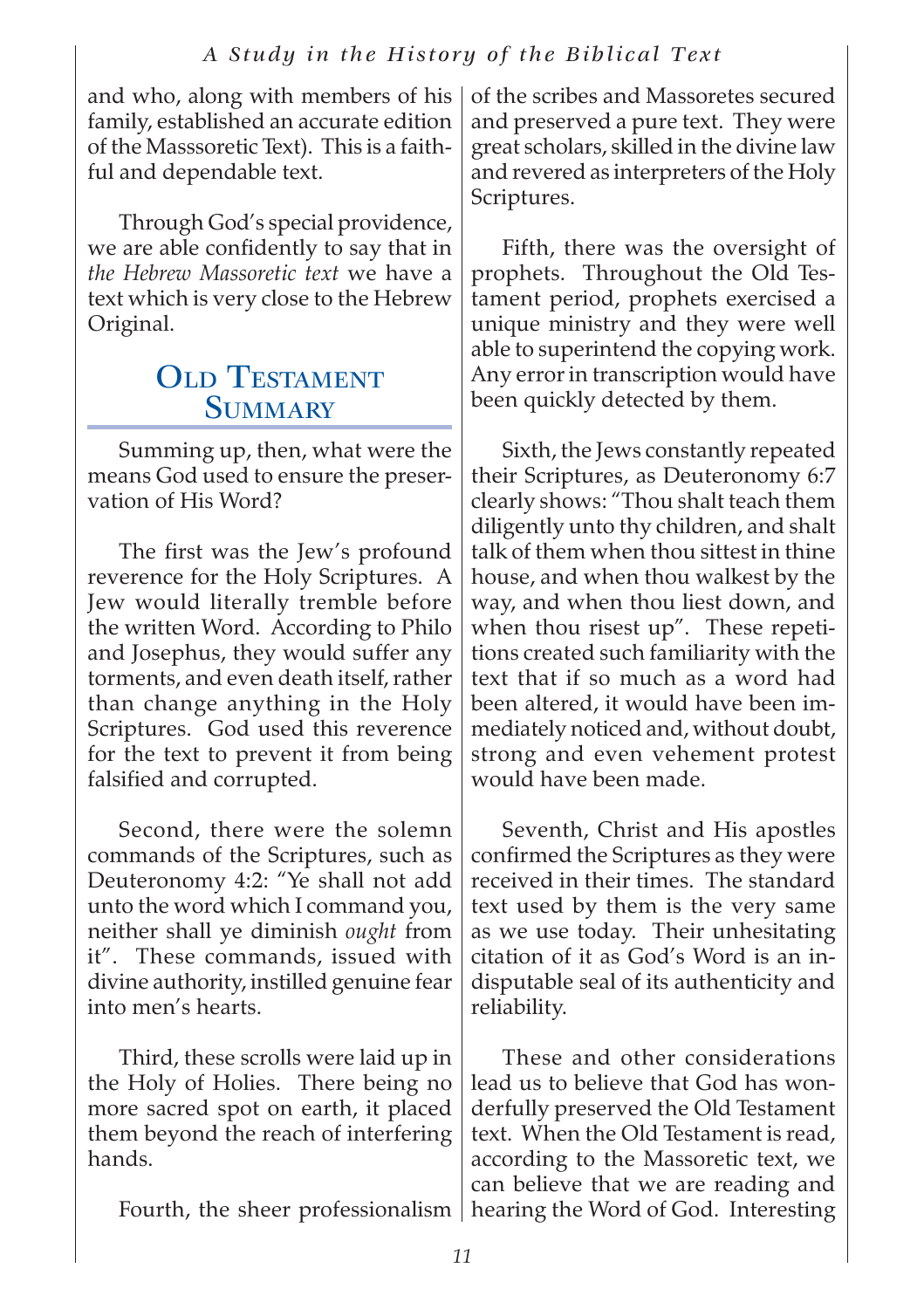and who, along with members of his family, established an accurate edition of the Masssoretic Text). This is a faithful and dependable text.

Through God's special providence, we are able confidently to say that in *the Hebrew Massoretic text* we have a text which is very close to the Hebrew Original.

## Old Testament Summary

Summing up, then, what were the means God used to ensure the preservation of His Word?

The first was the Jew's profound reverence for the Holy Scriptures. A Jew would literally tremble before the written Word. According to Philo and Josephus, they would suffer any torments, and even death itself, rather than change anything in the Holy Scriptures. God used this reverence for the text to prevent it from being falsified and corrupted.

Second, there were the solemn commands of the Scriptures, such as Deuteronomy 4:2: "Ye shall not add unto the word which I command you, neither shall ye diminish *ought* from it". These commands, issued with divine authority, instilled genuine fear into men's hearts.

Third, these scrolls were laid up in the Holy of Holies. There being no more sacred spot on earth, it placed them beyond the reach of interfering hands.

Fourth, the sheer professionalism of the scribes and Massoretes secured and preserved a pure text. They were great scholars, skilled in the divine law and revered as interpreters of the Holy Scriptures.

Fifth, there was the oversight of prophets. Throughout the Old Testament period, prophets exercised a unique ministry and they were well able to superintend the copying work. Any error in transcription would have been quickly detected by them.

Sixth, the Jews constantly repeated their Scriptures, as Deuteronomy 6:7 clearly shows: "Thou shalt teach them diligently unto thy children, and shalt talk of them when thou sittest in thine house, and when thou walkest by the way, and when thou liest down, and when thou risest up". These repetitions created such familiarity with the text that if so much as a word had been altered, it would have been immediately noticed and, without doubt, strong and even vehement protest would have been made.

Seventh, Christ and His apostles confirmed the Scriptures as they were received in their times. The standard text used by them is the very same as we use today. Their unhesitating citation of it as God's Word is an indisputable seal of its authenticity and reliability.

These and other considerations lead us to believe that God has wonderfully preserved the Old Testament text. When the Old Testament is read, according to the Massoretic text, we can believe that we are reading and hearing the Word of God. Interesting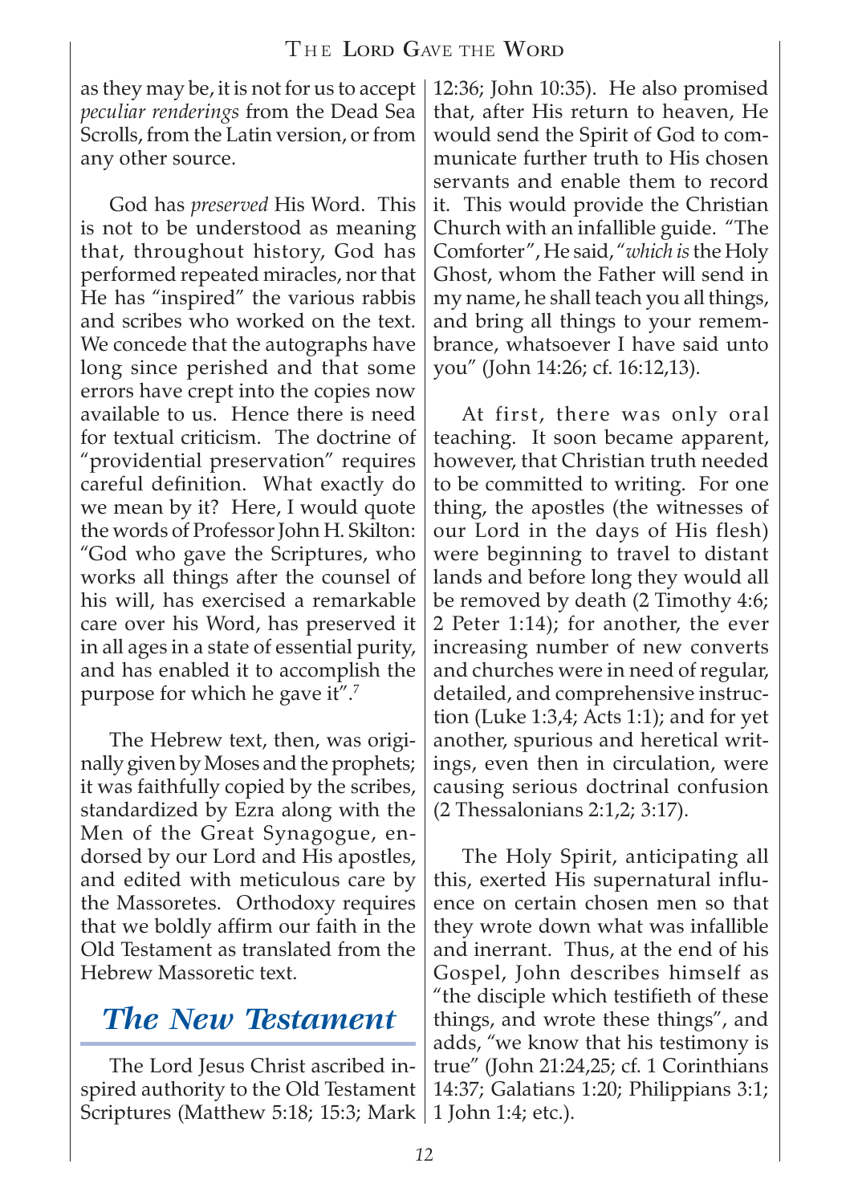as they may be, it is not for us to accept *peculiar renderings* from the Dead Sea Scrolls, from the Latin version, or from any other source.

God has *preserved* His Word. This is not to be understood as meaning that, throughout history, God has performed repeated miracles, nor that He has "inspired" the various rabbis and scribes who worked on the text. We concede that the autographs have long since perished and that some errors have crept into the copies now available to us. Hence there is need for textual criticism. The doctrine of "providential preservation" requires careful definition. What exactly do we mean by it? Here, I would quote the words of Professor John H. Skilton: "God who gave the Scriptures, who works all things after the counsel of his will, has exercised a remarkable care over his Word, has preserved it in all ages in a state of essential purity, and has enabled it to accomplish the purpose for which he gave it".[7]

The Hebrew text, then, was originally given by Moses and the prophets; it was faithfully copied by the scribes, standardized by Ezra along with the Men of the Great Synagogue, endorsed by our Lord and His apostles, and edited with meticulous care by the Massoretes. Orthodoxy requires that we boldly affirm our faith in the Old Testament as translated from the Hebrew Massoretic text.

## The New Testament

The Lord Jesus Christ ascribed inspired authority to the Old Testament Scriptures (Matthew 5:18; 15:3; Mark 12:36; John 10:35). He also promised that, after His return to heaven, He would send the Spirit of God to communicate further truth to His chosen servants and enable them to record it. This would provide the Christian Church with an infallible guide. "The Comforter", He said, "*which is* the Holy Ghost, whom the Father will send in my name, he shall teach you all things, and bring all things to your remembrance, whatsoever I have said unto you" (John 14:26; cf. 16:12,13).

At first, there was only oral teaching. It soon became apparent, however, that Christian truth needed to be committed to writing. For one thing, the apostles (the witnesses of our Lord in the days of His flesh) were beginning to travel to distant lands and before long they would all be removed by death (2 Timothy 4:6; 2 Peter 1:14); for another, the ever increasing number of new converts and churches were in need of regular, detailed, and comprehensive instruction (Luke 1:3,4; Acts 1:1); and for yet another, spurious and heretical writings, even then in circulation, were causing serious doctrinal confusion (2 Thessalonians 2:1,2; 3:17).

The Holy Spirit, anticipating all this, exerted His supernatural influence on certain chosen men so that they wrote down what was infallible and inerrant. Thus, at the end of his Gospel, John describes himself as "the disciple which testifieth of these things, and wrote these things", and adds, "we know that his testimony is true" (John 21:24,25; cf. 1 Corinthians 14:37; Galatians 1:20; Philippians 3:1; 1 John 1:4; etc.).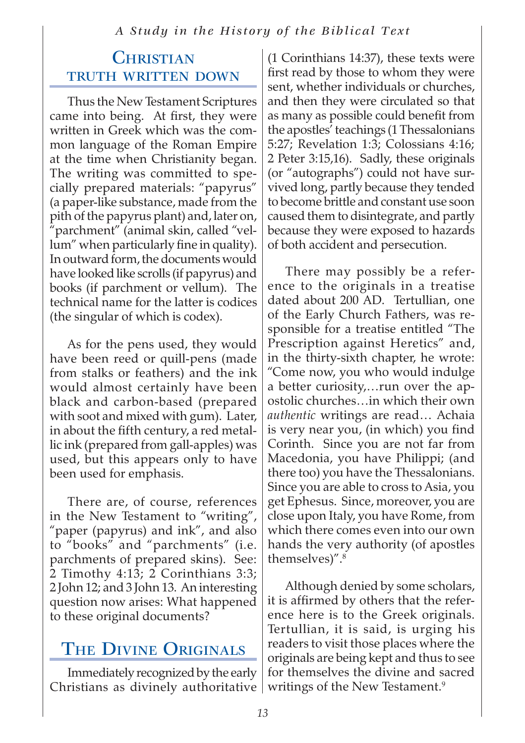## Christian truth written down

Thus the New Testament Scriptures came into being. At first, they were written in Greek which was the common language of the Roman Empire at the time when Christianity began. The writing was committed to specially prepared materials: "papyrus" (a paper-like substance, made from the pith of the papyrus plant) and, later on, "parchment" (animal skin, called "vellum" when particularly fine in quality). In outward form, the documents would have looked like scrolls (if papyrus) and books (if parchment or vellum). The technical name for the latter is codices (the singular of which is codex).

As for the pens used, they would have been reed or quill-pens (made from stalks or feathers) and the ink would almost certainly have been black and carbon-based (prepared with soot and mixed with gum). Later, in about the fifth century, a red metallic ink (prepared from gall-apples) was used, but this appears only to have been used for emphasis.

There are, of course, references in the New Testament to "writing", "paper (papyrus) and ink", and also to "books" and "parchments" (i.e. parchments of prepared skins). See: 2 Timothy 4:13; 2 Corinthians 3:3; 2 John 12; and 3 John 13. An interesting question now arises: What happened to these original documents?

## The Divine Originals

Immediately recognized by the early Christians as divinely authoritative (1 Corinthians 14:37), these texts were first read by those to whom they were sent, whether individuals or churches, and then they were circulated so that as many as possible could benefit from the apostles' teachings (1 Thessalonians 5:27; Revelation 1:3; Colossians 4:16; 2 Peter 3:15,16). Sadly, these originals (or "autographs") could not have survived long, partly because they tended to become brittle and constant use soon caused them to disintegrate, and partly because they were exposed to hazards of both accident and persecution.

There may possibly be a reference to the originals in a treatise dated about 200 AD. Tertullian, one of the Early Church Fathers, was responsible for a treatise entitled "The Prescription against Heretics" and, in the thirty-sixth chapter, he wrote: "Come now, you who would indulge a better curiosity,…run over the apostolic churches…in which their own *authentic* writings are read… Achaia is very near you, (in which) you find Corinth. Since you are not far from Macedonia, you have Philippi; (and there too) you have the Thessalonians. Since you are able to cross to Asia, you get Ephesus. Since, moreover, you are close upon Italy, you have Rome, from which there comes even into our own hands the very authority (of apostles themselves)".[8]

Although denied by some scholars, it is affirmed by others that the reference here is to the Greek originals. Tertullian, it is said, is urging his readers to visit those places where the originals are being kept and thus to see for themselves the divine and sacred writings of the New Testament.[9]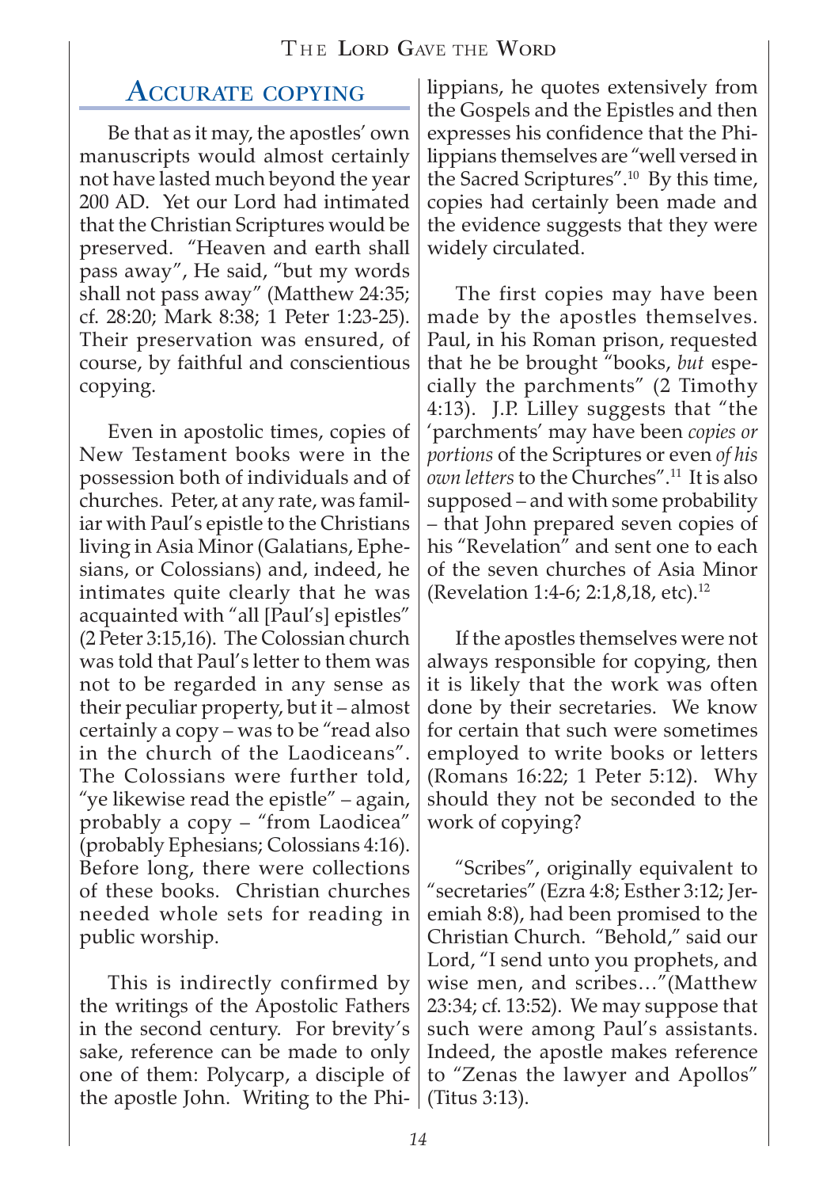## Accurate copying

Be that as it may, the apostles' own manuscripts would almost certainly not have lasted much beyond the year 200 AD. Yet our Lord had intimated that the Christian Scriptures would be preserved. "Heaven and earth shall pass away", He said, "but my words shall not pass away" (Matthew 24:35; cf. 28:20; Mark 8:38; 1 Peter 1:23-25). Their preservation was ensured, of course, by faithful and conscientious copying.

Even in apostolic times, copies of New Testament books were in the possession both of individuals and of churches. Peter, at any rate, was familiar with Paul's epistle to the Christians living in Asia Minor (Galatians, Ephesians, or Colossians) and, indeed, he intimates quite clearly that he was acquainted with "all [Paul's] epistles" (2 Peter 3:15,16). The Colossian church was told that Paul's letter to them was not to be regarded in any sense as their peculiar property, but it – almost certainly a copy – was to be "read also in the church of the Laodiceans". The Colossians were further told, "ye likewise read the epistle" – again, probably a copy – "from Laodicea" (probably Ephesians; Colossians 4:16). Before long, there were collections of these books. Christian churches needed whole sets for reading in public worship.

This is indirectly confirmed by the writings of the Apostolic Fathers in the second century. For brevity's sake, reference can be made to only one of them: Polycarp, a disciple of the apostle John. Writing to the Philippians, he quotes extensively from the Gospels and the Epistles and then expresses his confidence that the Philippians themselves are "well versed in the Sacred Scriptures".[10] By this time, copies had certainly been made and the evidence suggests that they were widely circulated.

The first copies may have been made by the apostles themselves. Paul, in his Roman prison, requested that he be brought "books, *but* especially the parchments" (2 Timothy 4:13). J.P. Lilley suggests that "the 'parchments' may have been *copies or portions* of the Scriptures or even *of his own letters* to the Churches".[11] It is also supposed – and with some probability – that John prepared seven copies of his "Revelation" and sent one to each of the seven churches of Asia Minor (Revelation 1:4-6; 2:1,8,18, etc).[12]

If the apostles themselves were not always responsible for copying, then it is likely that the work was often done by their secretaries. We know for certain that such were sometimes employed to write books or letters (Romans 16:22; 1 Peter 5:12). Why should they not be seconded to the work of copying?

"Scribes", originally equivalent to "secretaries" (Ezra 4:8; Esther 3:12; Jeremiah 8:8), had been promised to the Christian Church. "Behold," said our Lord, "I send unto you prophets, and wise men, and scribes…"(Matthew 23:34; cf. 13:52). We may suppose that such were among Paul's assistants. Indeed, the apostle makes reference to "Zenas the lawyer and Apollos" (Titus 3:13).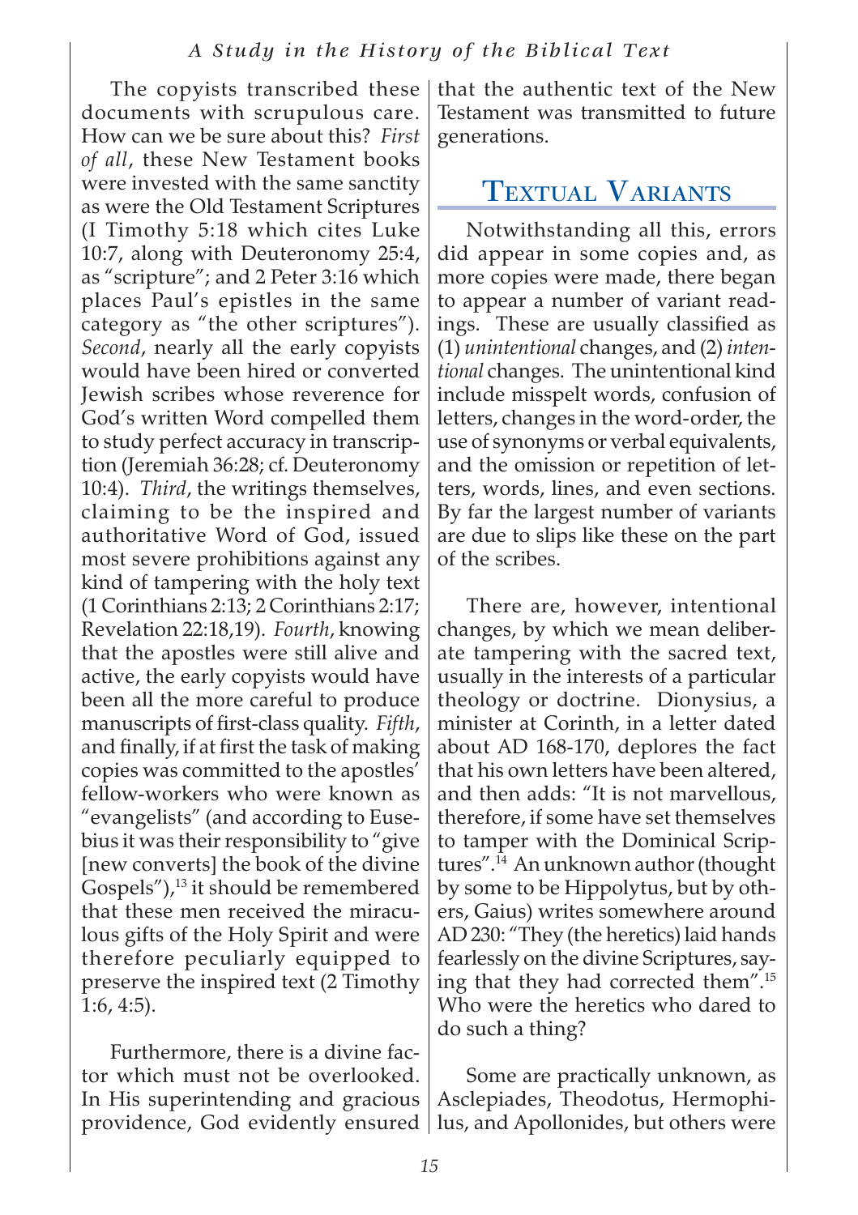The copyists transcribed these documents with scrupulous care. How can we be sure about this? *First of all*, these New Testament books were invested with the same sanctity as were the Old Testament Scriptures (I Timothy 5:18 which cites Luke 10:7, along with Deuteronomy 25:4, as "scripture"; and 2 Peter 3:16 which places Paul's epistles in the same category as "the other scriptures"). *Second*, nearly all the early copyists would have been hired or converted Jewish scribes whose reverence for God's written Word compelled them to study perfect accuracy in transcription (Jeremiah 36:28; cf. Deuteronomy 10:4). *Third*, the writings themselves, claiming to be the inspired and authoritative Word of God, issued most severe prohibitions against any kind of tampering with the holy text (1 Corinthians 2:13; 2 Corinthians 2:17; Revelation 22:18,19). *Fourth*, knowing that the apostles were still alive and active, the early copyists would have been all the more careful to produce manuscripts of first-class quality. *Fifth*, and finally, if at first the task of making copies was committed to the apostles' fellow-workers who were known as "evangelists" (and according to Eusebius it was their responsibility to "give [new converts] the book of the divine Gospels"),[13] it should be remembered that these men received the miraculous gifts of the Holy Spirit and were therefore peculiarly equipped to preserve the inspired text (2 Timothy 1:6, 4:5).

Furthermore, there is a divine factor which must not be overlooked. In His superintending and gracious providence, God evidently ensured that the authentic text of the New Testament was transmitted to future generations.

## Textual Variants

Notwithstanding all this, errors did appear in some copies and, as more copies were made, there began to appear a number of variant readings. These are usually classified as (1) *unintentional* changes, and (2) *intentional* changes. The unintentional kind include misspelt words, confusion of letters, changes in the word-order, the use of synonyms or verbal equivalents, and the omission or repetition of letters, words, lines, and even sections. By far the largest number of variants are due to slips like these on the part of the scribes.

There are, however, intentional changes, by which we mean deliberate tampering with the sacred text, usually in the interests of a particular theology or doctrine. Dionysius, a minister at Corinth, in a letter dated about AD 168-170, deplores the fact that his own letters have been altered, and then adds: "It is not marvellous, therefore, if some have set themselves to tamper with the Dominical Scriptures".[14] An unknown author (thought by some to be Hippolytus, but by others, Gaius) writes somewhere around AD 230: "They (the heretics) laid hands fearlessly on the divine Scriptures, saying that they had corrected them".[15] Who were the heretics who dared to do such a thing?

Some are practically unknown, as Asclepiades, Theodotus, Hermophilus, and Apollonides, but others were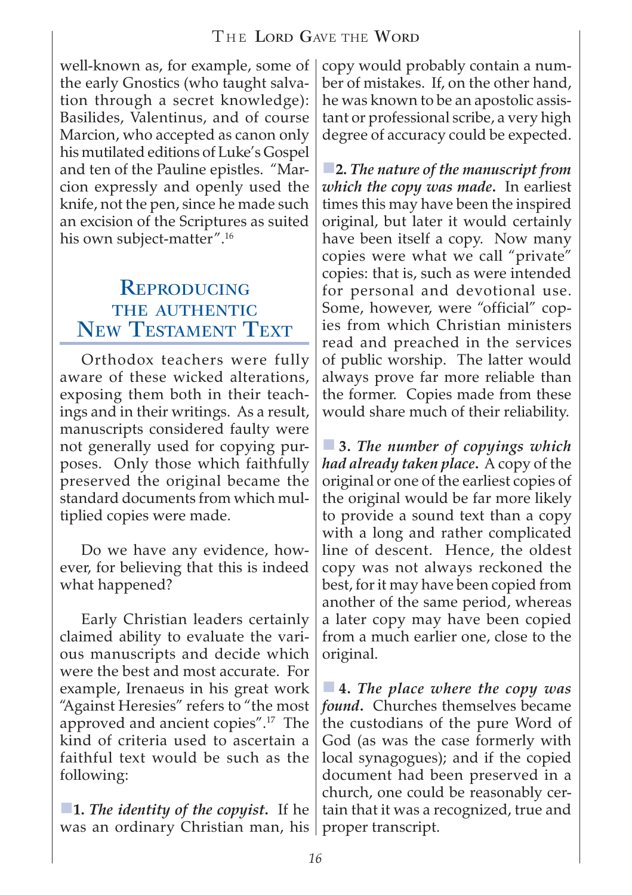well-known as, for example, some of the early Gnostics (who taught salvation through a secret knowledge): Basilides, Valentinus, and of course Marcion, who accepted as canon only his mutilated editions of Luke's Gospel and ten of the Pauline epistles. "Marcion expressly and openly used the knife, not the pen, since he made such an excision of the Scriptures as suited his own subject-matter".[16]

## Reproducing the Authentic New Testament Text

Orthodox teachers were fully aware of these wicked alterations, exposing them both in their teachings and in their writings. As a result, manuscripts considered faulty were not generally used for copying purposes. Only those which faithfully preserved the original became the standard documents from which multiplied copies were made.

Do we have any evidence, however, for believing that this is indeed what happened?

Early Christian leaders certainly claimed ability to evaluate the various manuscripts and decide which were the best and most accurate. For example, Irenaeus in his great work "Against Heresies" refers to "the most approved and ancient copies".[17] The kind of criteria used to ascertain a faithful text would be such as the following:

**1. *The identity of the copyist.*** If he was an ordinary Christian man, his copy would probably contain a number of mistakes. If, on the other hand, he was known to be an apostolic assistant or professional scribe, a very high degree of accuracy could be expected.

**2. *The nature of the manuscript from which the copy was made.*** In earliest times this may have been the inspired original, but later it would certainly have been itself a copy. Now many copies were what we call "private" copies: that is, such as were intended for personal and devotional use. Some, however, were "official" copies from which Christian ministers read and preached in the services of public worship. The latter would always prove far more reliable than the former. Copies made from these would share much of their reliability.

**3. *The number of copyings which had already taken place.*** A copy of the original or one of the earliest copies of the original would be far more likely to provide a sound text than a copy with a long and rather complicated line of descent. Hence, the oldest copy was not always reckoned the best, for it may have been copied from another of the same period, whereas a later copy may have been copied from a much earlier one, close to the original.

**4. *The place where the copy was found.*** Churches themselves became the custodians of the pure Word of God (as was the case formerly with local synagogues); and if the copied document had been preserved in a church, one could be reasonably certain that it was a recognized, true and proper transcript.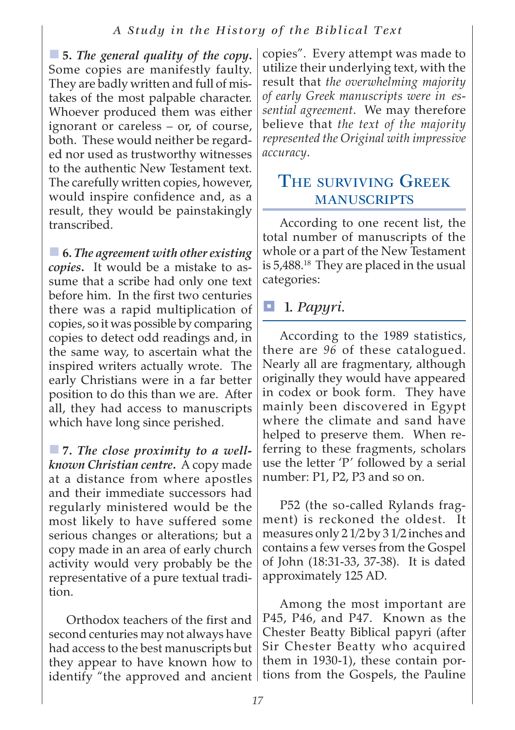**5.** ***The general quality of the copy.*** Some copies are manifestly faulty. They are badly written and full of mistakes of the most palpable character. Whoever produced them was either ignorant or careless – or, of course, both. These would neither be regarded nor used as trustworthy witnesses to the authentic New Testament text. The carefully written copies, however, would inspire confidence and, as a result, they would be painstakingly transcribed.

**6.** ***The agreement with other existing copies.*** It would be a mistake to assume that a scribe had only one text before him. In the first two centuries there was a rapid multiplication of copies, so it was possible by comparing copies to detect odd readings and, in the same way, to ascertain what the inspired writers actually wrote. The early Christians were in a far better position to do this than we are. After all, they had access to manuscripts which have long since perished.

**7.** ***The close proximity to a well-known Christian centre.*** A copy made at a distance from where apostles and their immediate successors had regularly ministered would be the most likely to have suffered some serious changes or alterations; but a copy made in an area of early church activity would very probably be the representative of a pure textual tradition.

Orthodox teachers of the first and second centuries may not always have had access to the best manuscripts but they appear to have known how to identify "the approved and ancient copies". Every attempt was made to utilize their underlying text, with the result that *the overwhelming majority of early Greek manuscripts were in essential agreement*. We may therefore believe that *the text of the majority represented the Original with impressive accuracy*.

## The surviving Greek manuscripts

According to one recent list, the total number of manuscripts of the whole or a part of the New Testament is 5,488.[18] They are placed in the usual categories:

### 1. *Papyri.*

According to the 1989 statistics, there are *96* of these catalogued. Nearly all are fragmentary, although originally they would have appeared in codex or book form. They have mainly been discovered in Egypt where the climate and sand have helped to preserve them. When referring to these fragments, scholars use the letter 'P' followed by a serial number: P1, P2, P3 and so on.

P52 (the so-called Rylands fragment) is reckoned the oldest. It measures only 2 1/2 by 3 1/2 inches and contains a few verses from the Gospel of John (18:31-33, 37-38). It is dated approximately 125 AD.

Among the most important are P45, P46, and P47. Known as the Chester Beatty Biblical papyri (after Sir Chester Beatty who acquired them in 1930-1), these contain portions from the Gospels, the Pauline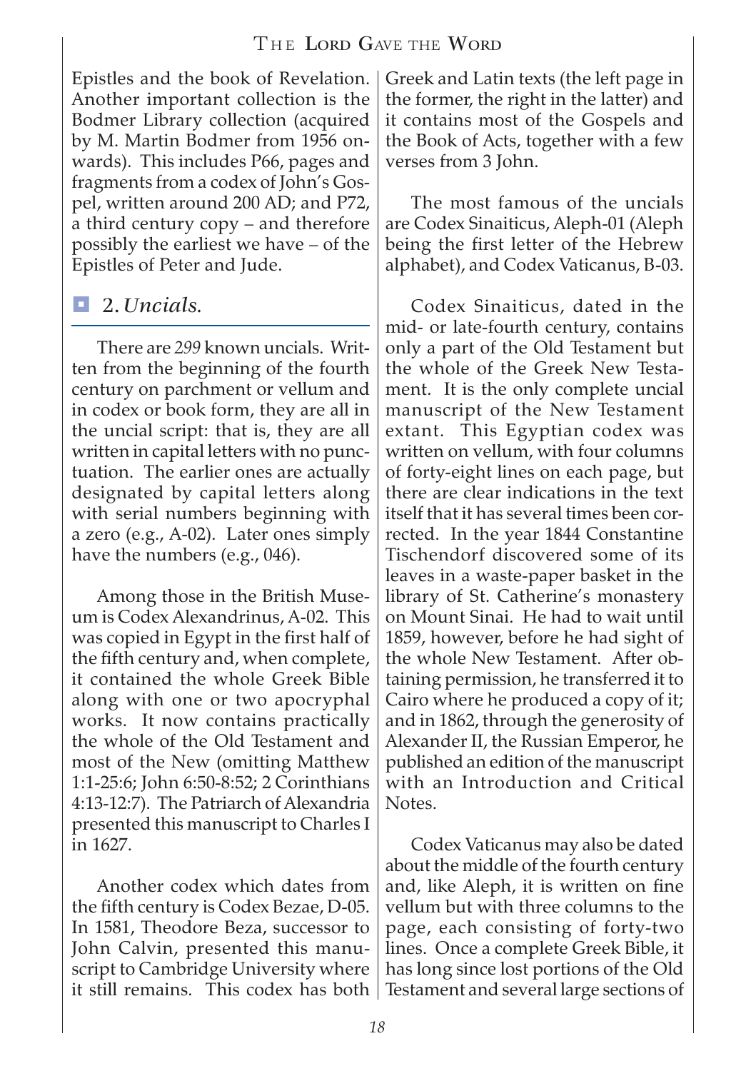Epistles and the book of Revelation. Another important collection is the Bodmer Library collection (acquired by M. Martin Bodmer from 1956 onwards). This includes P66, pages and fragments from a codex of John's Gospel, written around 200 AD; and P72, a third century copy – and therefore possibly the earliest we have – of the Epistles of Peter and Jude.

## 2. *Uncials.*

There are *299* known uncials. Written from the beginning of the fourth century on parchment or vellum and in codex or book form, they are all in the uncial script: that is, they are all written in capital letters with no punctuation. The earlier ones are actually designated by capital letters along with serial numbers beginning with a zero (e.g., A-02). Later ones simply have the numbers (e.g., 046).

Among those in the British Museum is Codex Alexandrinus, A-02. This was copied in Egypt in the first half of the fifth century and, when complete, it contained the whole Greek Bible along with one or two apocryphal works. It now contains practically the whole of the Old Testament and most of the New (omitting Matthew 1:1-25:6; John 6:50-8:52; 2 Corinthians 4:13-12:7). The Patriarch of Alexandria presented this manuscript to Charles I in 1627.

Another codex which dates from the fifth century is Codex Bezae, D-05. In 1581, Theodore Beza, successor to John Calvin, presented this manuscript to Cambridge University where it still remains. This codex has both Greek and Latin texts (the left page in the former, the right in the latter) and it contains most of the Gospels and the Book of Acts, together with a few verses from 3 John.

The most famous of the uncials are Codex Sinaiticus, Aleph-01 (Aleph being the first letter of the Hebrew alphabet), and Codex Vaticanus, B-03.

Codex Sinaiticus, dated in the mid- or late-fourth century, contains only a part of the Old Testament but the whole of the Greek New Testament. It is the only complete uncial manuscript of the New Testament extant. This Egyptian codex was written on vellum, with four columns of forty-eight lines on each page, but there are clear indications in the text itself that it has several times been corrected. In the year 1844 Constantine Tischendorf discovered some of its leaves in a waste-paper basket in the library of St. Catherine's monastery on Mount Sinai. He had to wait until 1859, however, before he had sight of the whole New Testament. After obtaining permission, he transferred it to Cairo where he produced a copy of it; and in 1862, through the generosity of Alexander II, the Russian Emperor, he published an edition of the manuscript with an Introduction and Critical Notes.

Codex Vaticanus may also be dated about the middle of the fourth century and, like Aleph, it is written on fine vellum but with three columns to the page, each consisting of forty-two lines. Once a complete Greek Bible, it has long since lost portions of the Old Testament and several large sections of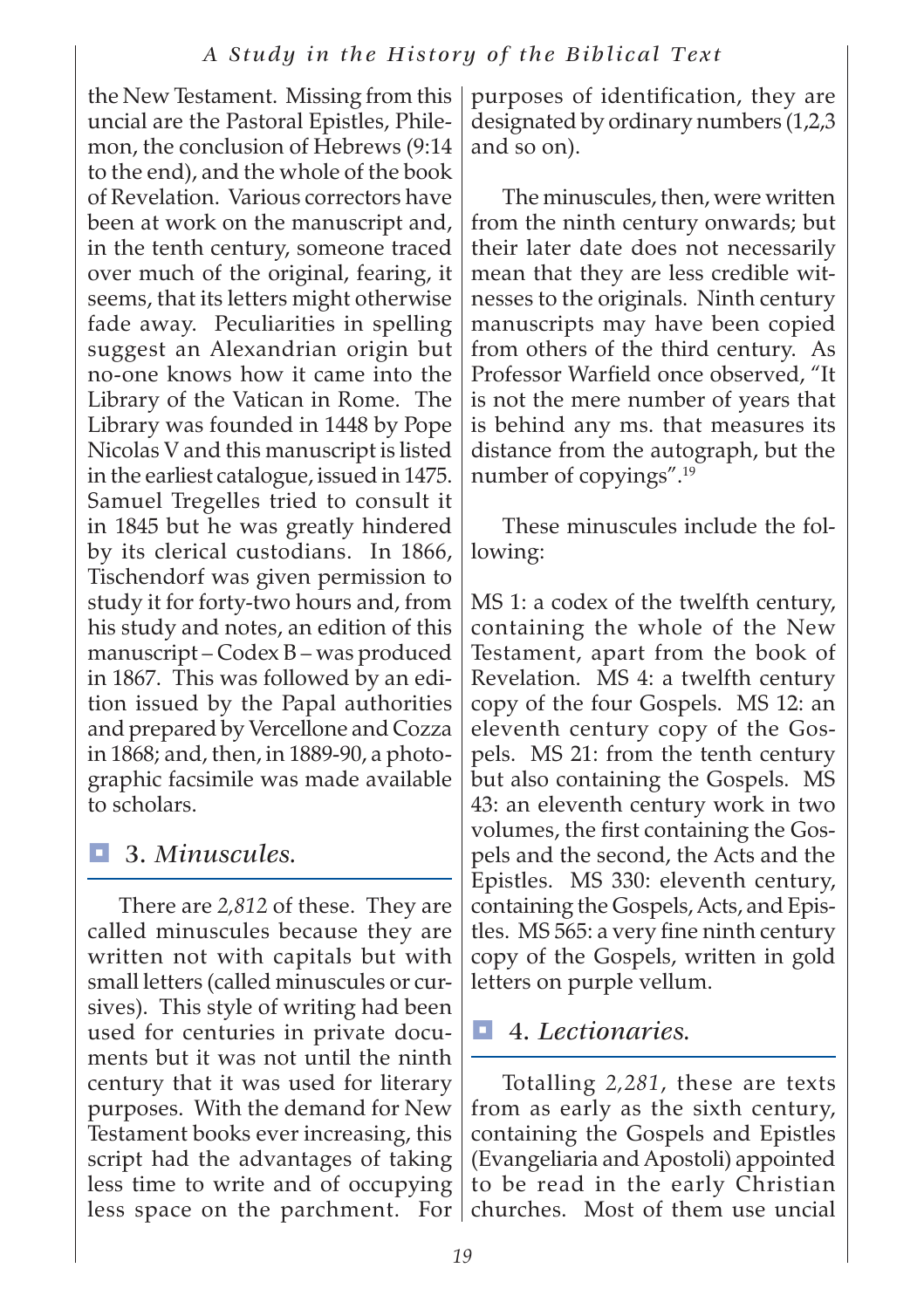the New Testament. Missing from this uncial are the Pastoral Epistles, Philemon, the conclusion of Hebrews (9:14 to the end), and the whole of the book of Revelation. Various correctors have been at work on the manuscript and, in the tenth century, someone traced over much of the original, fearing, it seems, that its letters might otherwise fade away. Peculiarities in spelling suggest an Alexandrian origin but no-one knows how it came into the Library of the Vatican in Rome. The Library was founded in 1448 by Pope Nicolas V and this manuscript is listed in the earliest catalogue, issued in 1475. Samuel Tregelles tried to consult it in 1845 but he was greatly hindered by its clerical custodians. In 1866, Tischendorf was given permission to study it for forty-two hours and, from his study and notes, an edition of this manuscript – Codex B – was produced in 1867. This was followed by an edition issued by the Papal authorities and prepared by Vercellone and Cozza in 1868; and, then, in 1889-90, a photographic facsimile was made available to scholars.

## 3. *Minuscules.*

There are *2,812* of these. They are called minuscules because they are written not with capitals but with small letters (called minuscules or cursives). This style of writing had been used for centuries in private documents but it was not until the ninth century that it was used for literary purposes. With the demand for New Testament books ever increasing, this script had the advantages of taking less time to write and of occupying less space on the parchment. For purposes of identification, they are designated by ordinary numbers (1,2,3 and so on).

The minuscules, then, were written from the ninth century onwards; but their later date does not necessarily mean that they are less credible witnesses to the originals. Ninth century manuscripts may have been copied from others of the third century. As Professor Warfield once observed, "It is not the mere number of years that is behind any ms. that measures its distance from the autograph, but the number of copyings".[19]

These minuscules include the following:

MS 1: a codex of the twelfth century, containing the whole of the New Testament, apart from the book of Revelation. MS 4: a twelfth century copy of the four Gospels. MS 12: an eleventh century copy of the Gospels. MS 21: from the tenth century but also containing the Gospels. MS 43: an eleventh century work in two volumes, the first containing the Gospels and the second, the Acts and the Epistles. MS 330: eleventh century, containing the Gospels, Acts, and Epistles. MS 565: a very fine ninth century copy of the Gospels, written in gold letters on purple vellum.

## 4. *Lectionaries.*

Totalling *2,281*, these are texts from as early as the sixth century, containing the Gospels and Epistles (Evangeliaria and Apostoli) appointed to be read in the early Christian churches. Most of them use uncial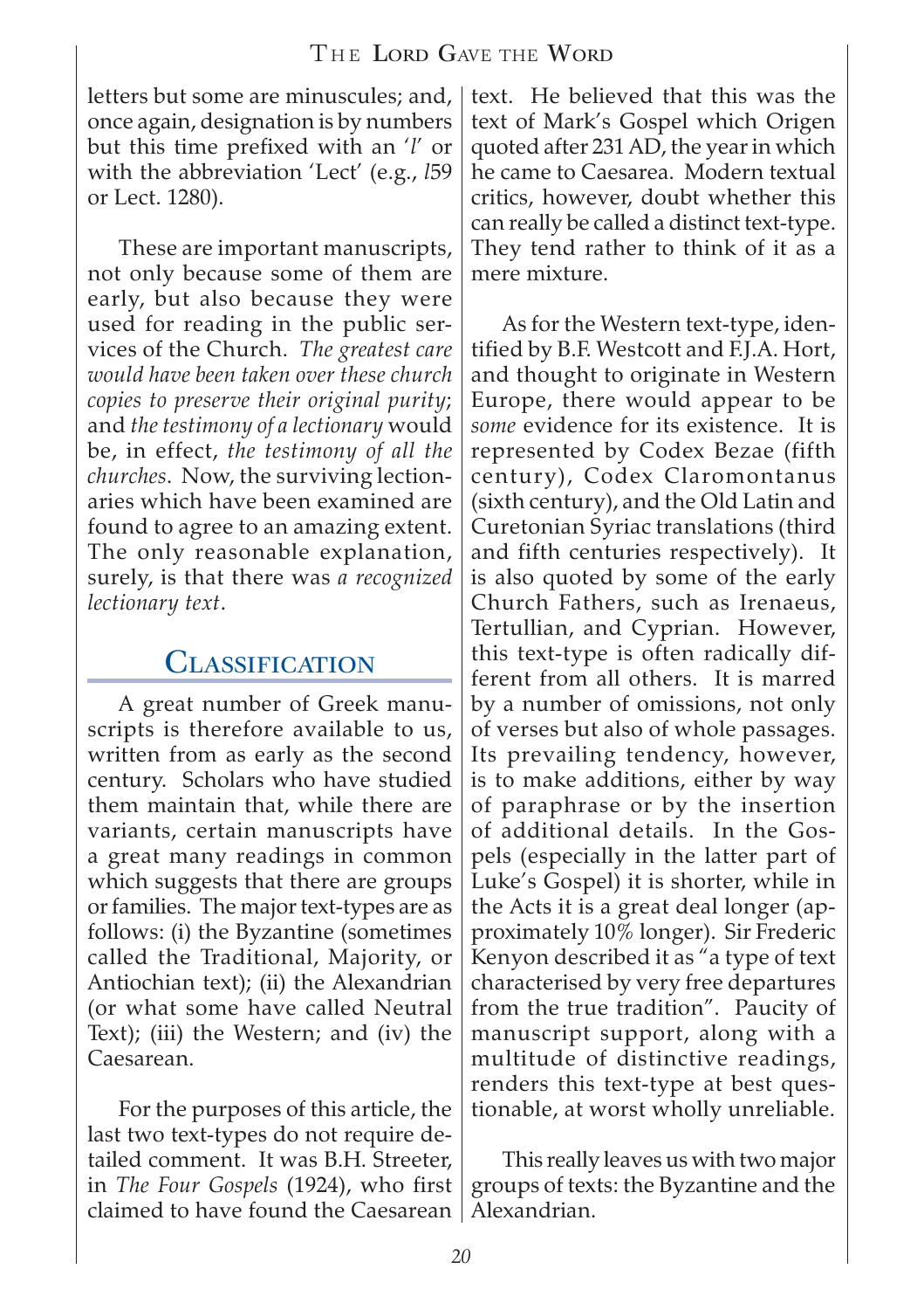letters but some are minuscules; and, once again, designation is by numbers but this time prefixed with an '*l*' or with the abbreviation 'Lect' (e.g., *l*59 or Lect. 1280).

These are important manuscripts, not only because some of them are early, but also because they were used for reading in the public services of the Church. *The greatest care would have been taken over these church copies to preserve their original purity*; and *the testimony of a lectionary* would be, in effect, *the testimony of all the churches*. Now, the surviving lectionaries which have been examined are found to agree to an amazing extent. The only reasonable explanation, surely, is that there was *a recognized lectionary text*.

## Classification

A great number of Greek manuscripts is therefore available to us, written from as early as the second century. Scholars who have studied them maintain that, while there are variants, certain manuscripts have a great many readings in common which suggests that there are groups or families. The major text-types are as follows: (i) the Byzantine (sometimes called the Traditional, Majority, or Antiochian text); (ii) the Alexandrian (or what some have called Neutral Text); (iii) the Western; and (iv) the Caesarean.

For the purposes of this article, the last two text-types do not require detailed comment. It was B.H. Streeter, in *The Four Gospels* (1924), who first claimed to have found the Caesarean text. He believed that this was the text of Mark's Gospel which Origen quoted after 231 AD, the year in which he came to Caesarea. Modern textual critics, however, doubt whether this can really be called a distinct text-type. They tend rather to think of it as a mere mixture.

As for the Western text-type, identified by B.F. Westcott and F.J.A. Hort, and thought to originate in Western Europe, there would appear to be *some* evidence for its existence. It is represented by Codex Bezae (fifth century), Codex Claromontanus (sixth century), and the Old Latin and Curetonian Syriac translations (third and fifth centuries respectively). It is also quoted by some of the early Church Fathers, such as Irenaeus, Tertullian, and Cyprian. However, this text-type is often radically different from all others. It is marred by a number of omissions, not only of verses but also of whole passages. Its prevailing tendency, however, is to make additions, either by way of paraphrase or by the insertion of additional details. In the Gospels (especially in the latter part of Luke's Gospel) it is shorter, while in the Acts it is a great deal longer (approximately 10% longer). Sir Frederic Kenyon described it as "a type of text characterised by very free departures from the true tradition". Paucity of manuscript support, along with a multitude of distinctive readings, renders this text-type at best questionable, at worst wholly unreliable.

This really leaves us with two major groups of texts: the Byzantine and the Alexandrian.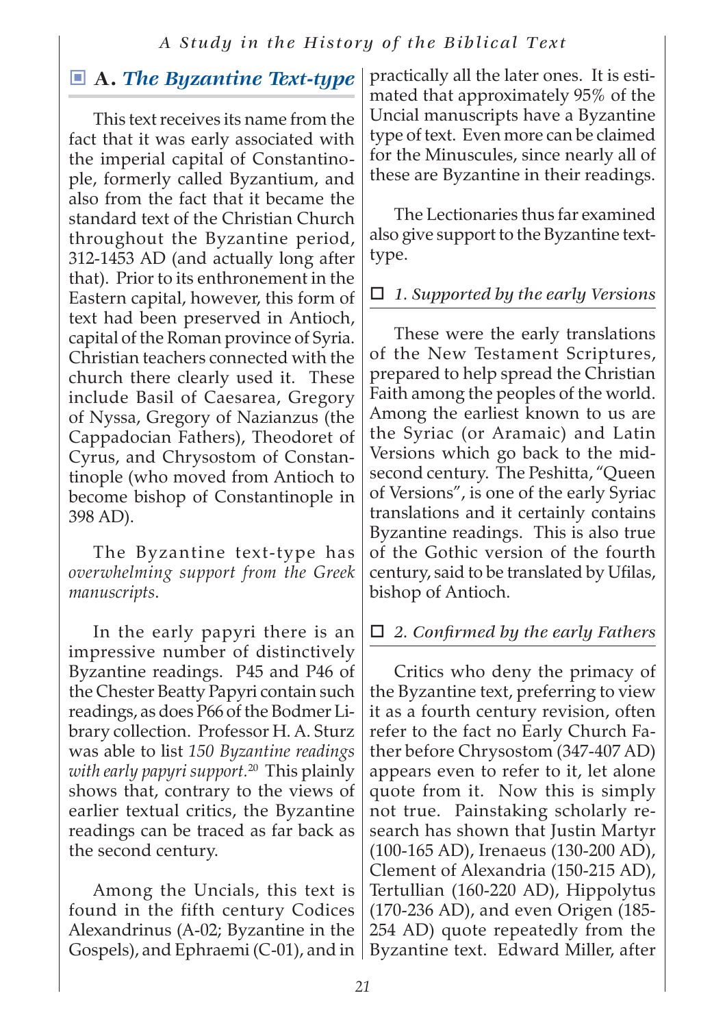## A. *The Byzantine Text-type*

This text receives its name from the fact that it was early associated with the imperial capital of Constantinople, formerly called Byzantium, and also from the fact that it became the standard text of the Christian Church throughout the Byzantine period, 312-1453 AD (and actually long after that). Prior to its enthronement in the Eastern capital, however, this form of text had been preserved in Antioch, capital of the Roman province of Syria. Christian teachers connected with the church there clearly used it. These include Basil of Caesarea, Gregory of Nyssa, Gregory of Nazianzus (the Cappadocian Fathers), Theodoret of Cyrus, and Chrysostom of Constantinople (who moved from Antioch to become bishop of Constantinople in 398 AD).

The Byzantine text-type has *overwhelming support from the Greek manuscripts*.

In the early papyri there is an impressive number of distinctively Byzantine readings. P45 and P46 of the Chester Beatty Papyri contain such readings, as does P66 of the Bodmer Library collection. Professor H. A. Sturz was able to list *150 Byzantine readings with early papyri support.*[20] This plainly shows that, contrary to the views of earlier textual critics, the Byzantine readings can be traced as far back as the second century.

Among the Uncials, this text is found in the fifth century Codices Alexandrinus (A-02; Byzantine in the Gospels), and Ephraemi (C-01), and in practically all the later ones. It is estimated that approximately 95% of the Uncial manuscripts have a Byzantine type of text. Even more can be claimed for the Minuscules, since nearly all of these are Byzantine in their readings.

The Lectionaries thus far examined also give support to the Byzantine text-type.

### *1. Supported by the early Versions*

These were the early translations of the New Testament Scriptures, prepared to help spread the Christian Faith among the peoples of the world. Among the earliest known to us are the Syriac (or Aramaic) and Latin Versions which go back to the mid-second century. The Peshitta, "Queen of Versions", is one of the early Syriac translations and it certainly contains Byzantine readings. This is also true of the Gothic version of the fourth century, said to be translated by Ufilas, bishop of Antioch.

### *2. Confirmed by the early Fathers*

Critics who deny the primacy of the Byzantine text, preferring to view it as a fourth century revision, often refer to the fact no Early Church Father before Chrysostom (347-407 AD) appears even to refer to it, let alone quote from it. Now this is simply not true. Painstaking scholarly research has shown that Justin Martyr (100-165 AD), Irenaeus (130-200 AD), Clement of Alexandria (150-215 AD), Tertullian (160-220 AD), Hippolytus (170-236 AD), and even Origen (185-254 AD) quote repeatedly from the Byzantine text. Edward Miller, after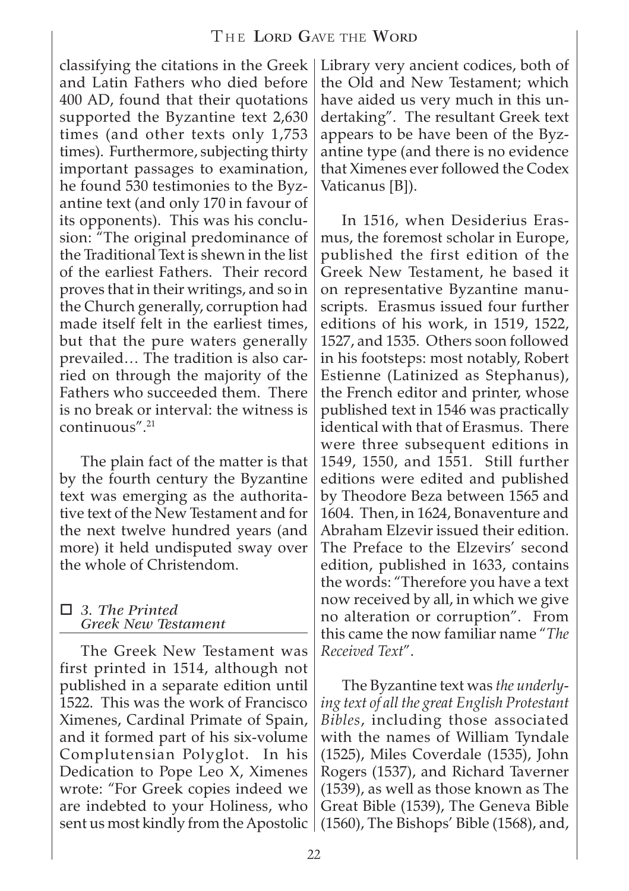classifying the citations in the Greek and Latin Fathers who died before 400 AD, found that their quotations supported the Byzantine text 2,630 times (and other texts only 1,753 times). Furthermore, subjecting thirty important passages to examination, he found 530 testimonies to the Byzantine text (and only 170 in favour of its opponents). This was his conclusion: "The original predominance of the Traditional Text is shewn in the list of the earliest Fathers. Their record proves that in their writings, and so in the Church generally, corruption had made itself felt in the earliest times, but that the pure waters generally prevailed… The tradition is also carried on through the majority of the Fathers who succeeded them. There is no break or interval: the witness is continuous".[21]

The plain fact of the matter is that by the fourth century the Byzantine text was emerging as the authoritative text of the New Testament and for the next twelve hundred years (and more) it held undisputed sway over the whole of Christendom.

### ☐ *3. The Printed Greek New Testament*

The Greek New Testament was first printed in 1514, although not published in a separate edition until 1522. This was the work of Francisco Ximenes, Cardinal Primate of Spain, and it formed part of his six-volume Complutensian Polyglot. In his Dedication to Pope Leo X, Ximenes wrote: "For Greek copies indeed we are indebted to your Holiness, who sent us most kindly from the Apostolic Library very ancient codices, both of the Old and New Testament; which have aided us very much in this undertaking". The resultant Greek text appears to be have been of the Byzantine type (and there is no evidence that Ximenes ever followed the Codex Vaticanus [B]).

In 1516, when Desiderius Erasmus, the foremost scholar in Europe, published the first edition of the Greek New Testament, he based it on representative Byzantine manuscripts. Erasmus issued four further editions of his work, in 1519, 1522, 1527, and 1535. Others soon followed in his footsteps: most notably, Robert Estienne (Latinized as Stephanus), the French editor and printer, whose published text in 1546 was practically identical with that of Erasmus. There were three subsequent editions in 1549, 1550, and 1551. Still further editions were edited and published by Theodore Beza between 1565 and 1604. Then, in 1624, Bonaventure and Abraham Elzevir issued their edition. The Preface to the Elzevirs' second edition, published in 1633, contains the words: "Therefore you have a text now received by all, in which we give no alteration or corruption". From this came the now familiar name "*The Received Text*".

The Byzantine text was *the underlying text of all the great English Protestant Bibles*, including those associated with the names of William Tyndale (1525), Miles Coverdale (1535), John Rogers (1537), and Richard Taverner (1539), as well as those known as The Great Bible (1539), The Geneva Bible (1560), The Bishops' Bible (1568), and,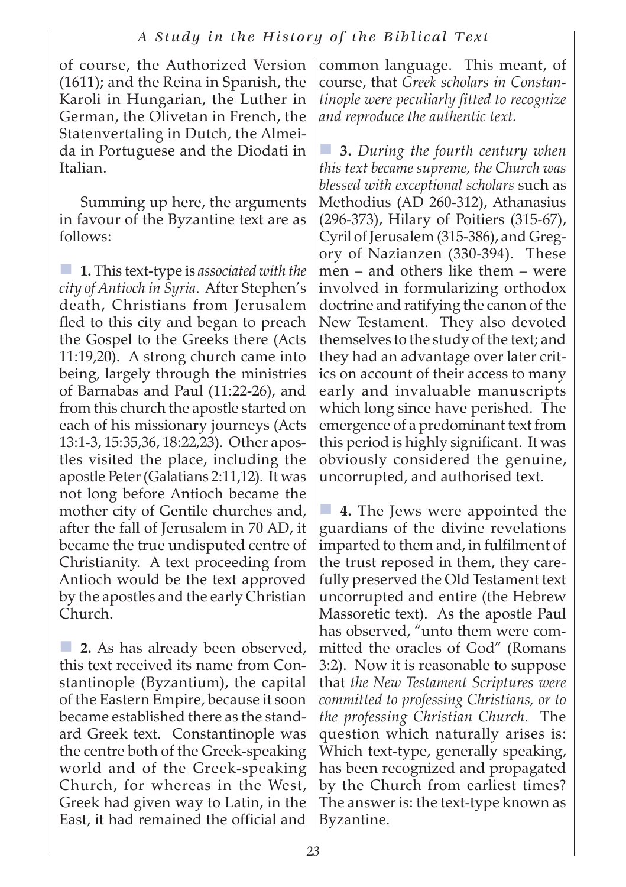of course, the Authorized Version (1611); and the Reina in Spanish, the Karoli in Hungarian, the Luther in German, the Olivetan in French, the Statenvertaling in Dutch, the Almeida in Portuguese and the Diodati in Italian.

Summing up here, the arguments in favour of the Byzantine text are as follows:

■ **1.** This text-type is *associated with the city of Antioch in Syria*. After Stephen's death, Christians from Jerusalem fled to this city and began to preach the Gospel to the Greeks there (Acts 11:19,20). A strong church came into being, largely through the ministries of Barnabas and Paul (11:22-26), and from this church the apostle started on each of his missionary journeys (Acts 13:1-3, 15:35,36, 18:22,23). Other apostles visited the place, including the apostle Peter (Galatians 2:11,12). It was not long before Antioch became the mother city of Gentile churches and, after the fall of Jerusalem in 70 AD, it became the true undisputed centre of Christianity. A text proceeding from Antioch would be the text approved by the apostles and the early Christian Church.

■ **2.** As has already been observed, this text received its name from Constantinople (Byzantium), the capital of the Eastern Empire, because it soon became established there as the standard Greek text. Constantinople was the centre both of the Greek-speaking world and of the Greek-speaking Church, for whereas in the West, Greek had given way to Latin, in the East, it had remained the official and common language. This meant, of course, that *Greek scholars in Constantinople were peculiarly fitted to recognize and reproduce the authentic text.*

■ **3.** *During the fourth century when this text became supreme, the Church was blessed with exceptional scholars* such as Methodius (AD 260-312), Athanasius (296-373), Hilary of Poitiers (315-67), Cyril of Jerusalem (315-386), and Gregory of Nazianzen (330-394). These men – and others like them – were involved in formularizing orthodox doctrine and ratifying the canon of the New Testament. They also devoted themselves to the study of the text; and they had an advantage over later critics on account of their access to many early and invaluable manuscripts which long since have perished. The emergence of a predominant text from this period is highly significant. It was obviously considered the genuine, uncorrupted, and authorised text.

■ **4.** The Jews were appointed the guardians of the divine revelations imparted to them and, in fulfilment of the trust reposed in them, they carefully preserved the Old Testament text uncorrupted and entire (the Hebrew Massoretic text). As the apostle Paul has observed, "unto them were committed the oracles of God" (Romans 3:2). Now it is reasonable to suppose that *the New Testament Scriptures were committed to professing Christians, or to the professing Christian Church*. The question which naturally arises is: Which text-type, generally speaking, has been recognized and propagated by the Church from earliest times? The answer is: the text-type known as Byzantine.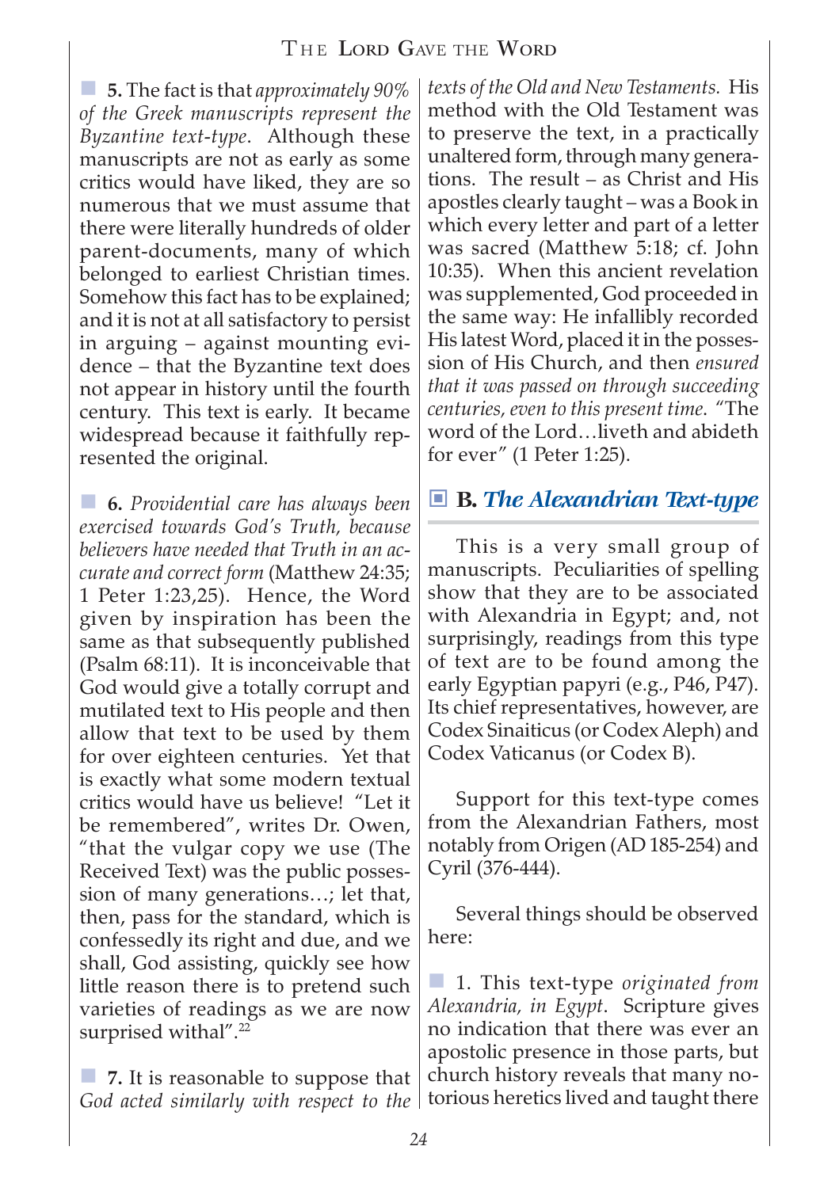**5.** The fact is that *approximately 90% of the Greek manuscripts represent the Byzantine text-type*. Although these manuscripts are not as early as some critics would have liked, they are so numerous that we must assume that there were literally hundreds of older parent-documents, many of which belonged to earliest Christian times. Somehow this fact has to be explained; and it is not at all satisfactory to persist in arguing – against mounting evidence – that the Byzantine text does not appear in history until the fourth century. This text is early. It became widespread because it faithfully represented the original.

**6.** *Providential care has always been exercised towards God's Truth, because believers have needed that Truth in an accurate and correct form* (Matthew 24:35; 1 Peter 1:23,25). Hence, the Word given by inspiration has been the same as that subsequently published (Psalm 68:11). It is inconceivable that God would give a totally corrupt and mutilated text to His people and then allow that text to be used by them for over eighteen centuries. Yet that is exactly what some modern textual critics would have us believe! "Let it be remembered", writes Dr. Owen, "that the vulgar copy we use (The Received Text) was the public possession of many generations…; let that, then, pass for the standard, which is confessedly its right and due, and we shall, God assisting, quickly see how little reason there is to pretend such varieties of readings as we are now surprised withal".[22]

**7.** It is reasonable to suppose that *God acted similarly with respect to the texts of the Old and New Testaments.* His method with the Old Testament was to preserve the text, in a practically unaltered form, through many generations. The result – as Christ and His apostles clearly taught – was a Book in which every letter and part of a letter was sacred (Matthew 5:18; cf. John 10:35). When this ancient revelation was supplemented, God proceeded in the same way: He infallibly recorded His latest Word, placed it in the possession of His Church, and then *ensured that it was passed on through succeeding centuries, even to this present time.* "The word of the Lord…liveth and abideth for ever" (1 Peter 1:25).

## B. *The Alexandrian Text-type*

This is a very small group of manuscripts. Peculiarities of spelling show that they are to be associated with Alexandria in Egypt; and, not surprisingly, readings from this type of text are to be found among the early Egyptian papyri (e.g., P46, P47). Its chief representatives, however, are Codex Sinaiticus (or Codex Aleph) and Codex Vaticanus (or Codex B).

Support for this text-type comes from the Alexandrian Fathers, most notably from Origen (AD 185-254) and Cyril (376-444).

Several things should be observed here:

1. This text-type *originated from Alexandria, in Egypt*. Scripture gives no indication that there was ever an apostolic presence in those parts, but church history reveals that many notorious heretics lived and taught there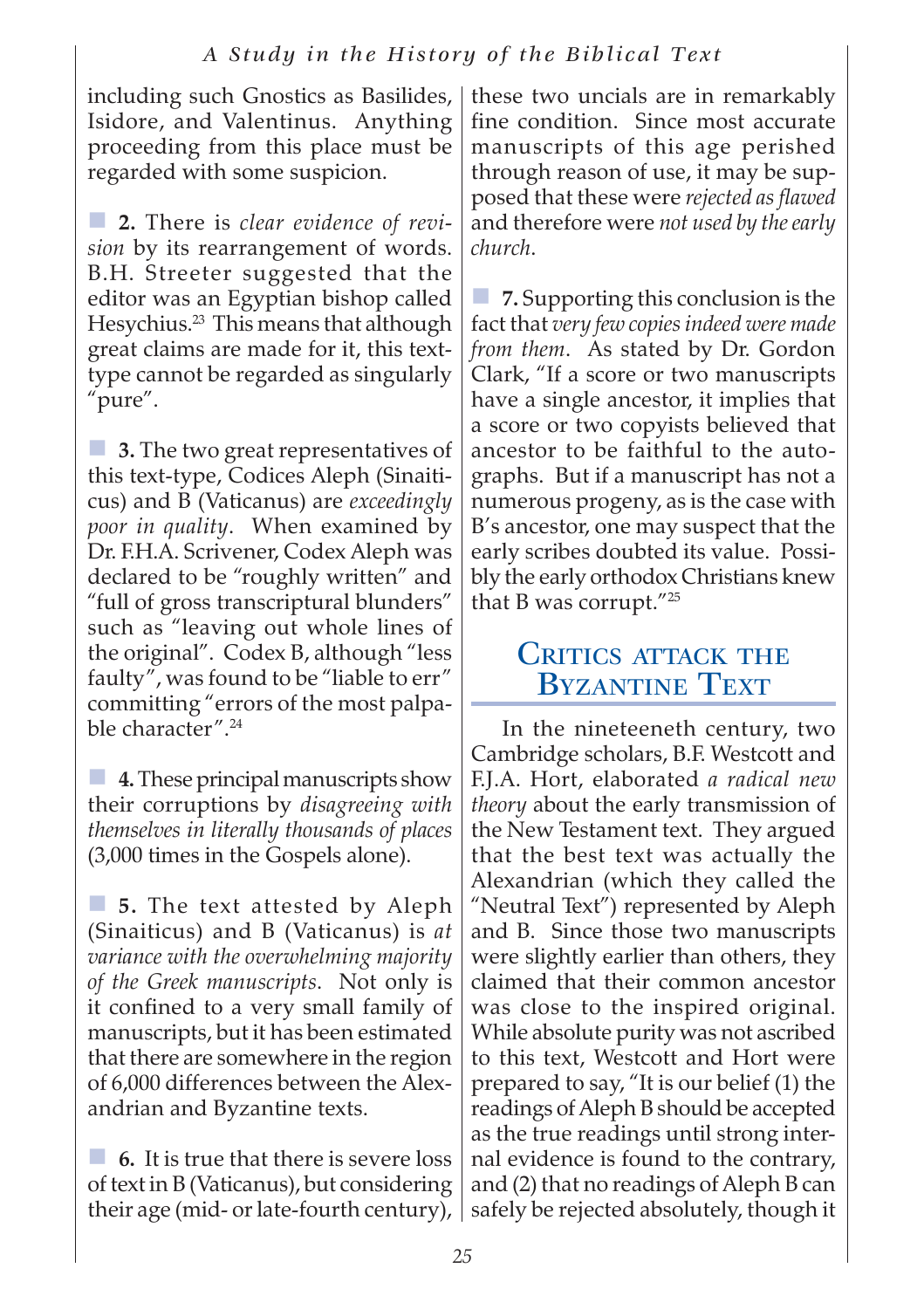including such Gnostics as Basilides, Isidore, and Valentinus. Anything proceeding from this place must be regarded with some suspicion.

**2.** There is *clear evidence of revision* by its rearrangement of words. B.H. Streeter suggested that the editor was an Egyptian bishop called Hesychius.[23] This means that although great claims are made for it, this text-type cannot be regarded as singularly "pure".

**3.** The two great representatives of this text-type, Codices Aleph (Sinaiticus) and B (Vaticanus) are *exceedingly poor in quality*. When examined by Dr. F.H.A. Scrivener, Codex Aleph was declared to be "roughly written" and "full of gross transcriptural blunders" such as "leaving out whole lines of the original". Codex B, although "less faulty", was found to be "liable to err" committing "errors of the most palpable character".[24]

**4.** These principal manuscripts show their corruptions by *disagreeing with themselves in literally thousands of places* (3,000 times in the Gospels alone).

**5.** The text attested by Aleph (Sinaiticus) and B (Vaticanus) is *at variance with the overwhelming majority of the Greek manuscripts*. Not only is it confined to a very small family of manuscripts, but it has been estimated that there are somewhere in the region of 6,000 differences between the Alexandrian and Byzantine texts.

**6.** It is true that there is severe loss of text in B (Vaticanus), but considering their age (mid- or late-fourth century), these two uncials are in remarkably fine condition. Since most accurate manuscripts of this age perished through reason of use, it may be supposed that these were *rejected as flawed* and therefore were *not used by the early church*.

**7.** Supporting this conclusion is the fact that *very few copies indeed were made from them*. As stated by Dr. Gordon Clark, "If a score or two manuscripts have a single ancestor, it implies that a score or two copyists believed that ancestor to be faithful to the autographs. But if a manuscript has not a numerous progeny, as is the case with B's ancestor, one may suspect that the early scribes doubted its value. Possibly the early orthodox Christians knew that B was corrupt."[25]

## Critics attack the Byzantine Text

In the nineteenth century, two Cambridge scholars, B.F. Westcott and F.J.A. Hort, elaborated *a radical new theory* about the early transmission of the New Testament text. They argued that the best text was actually the Alexandrian (which they called the "Neutral Text") represented by Aleph and B. Since those two manuscripts were slightly earlier than others, they claimed that their common ancestor was close to the inspired original. While absolute purity was not ascribed to this text, Westcott and Hort were prepared to say, "It is our belief (1) the readings of Aleph B should be accepted as the true readings until strong internal evidence is found to the contrary, and (2) that no readings of Aleph B can safely be rejected absolutely, though it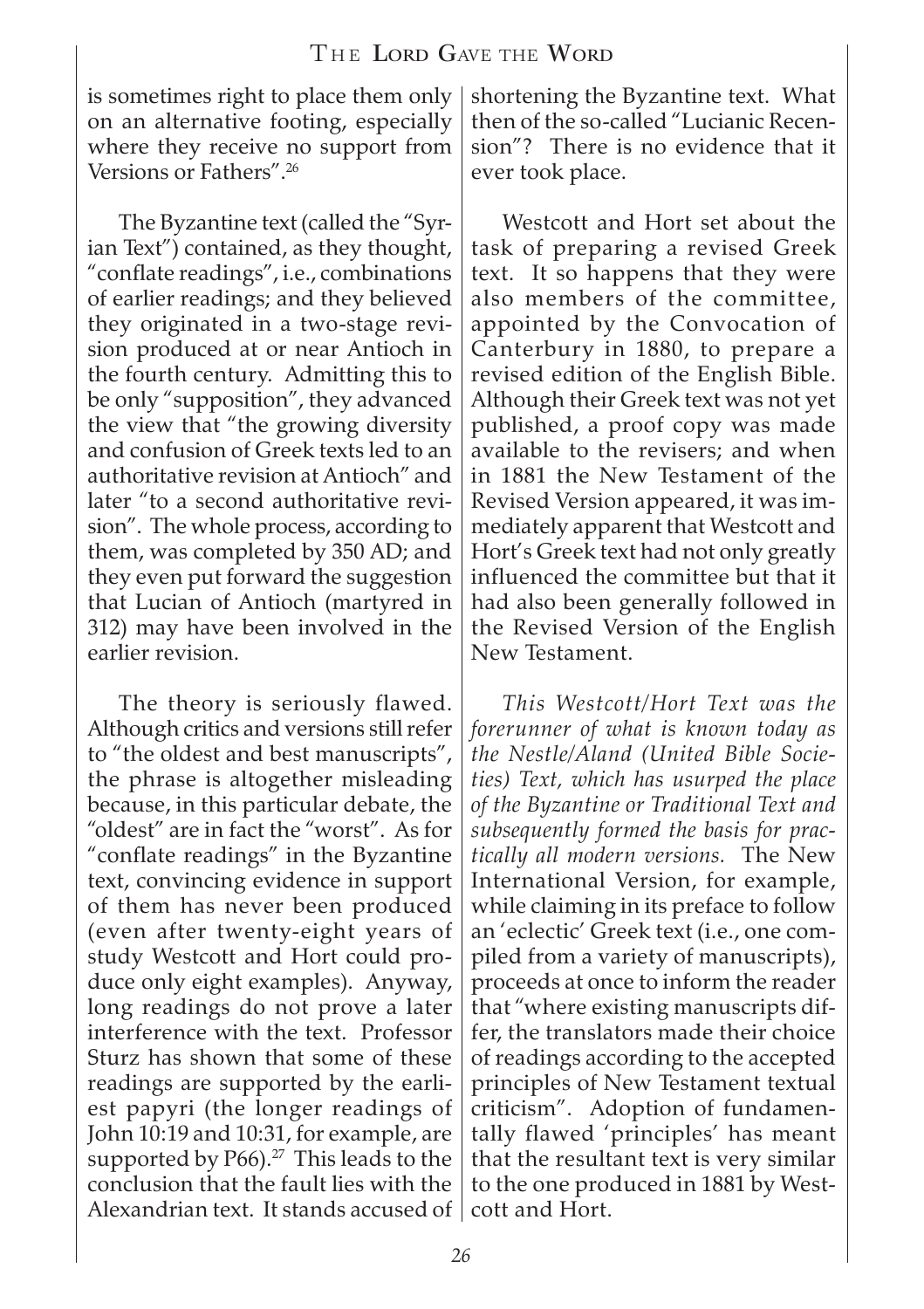is sometimes right to place them only on an alternative footing, especially where they receive no support from Versions or Fathers".[26]

The Byzantine text (called the "Syrian Text") contained, as they thought, "conflate readings", i.e., combinations of earlier readings; and they believed they originated in a two-stage revision produced at or near Antioch in the fourth century. Admitting this to be only "supposition", they advanced the view that "the growing diversity and confusion of Greek texts led to an authoritative revision at Antioch" and later "to a second authoritative revision". The whole process, according to them, was completed by 350 AD; and they even put forward the suggestion that Lucian of Antioch (martyred in 312) may have been involved in the earlier revision.

The theory is seriously flawed. Although critics and versions still refer to "the oldest and best manuscripts", the phrase is altogether misleading because, in this particular debate, the "oldest" are in fact the "worst". As for "conflate readings" in the Byzantine text, convincing evidence in support of them has never been produced (even after twenty-eight years of study Westcott and Hort could produce only eight examples). Anyway, long readings do not prove a later interference with the text. Professor Sturz has shown that some of these readings are supported by the earliest papyri (the longer readings of John 10:19 and 10:31, for example, are supported by P66).[27] This leads to the conclusion that the fault lies with the Alexandrian text. It stands accused of shortening the Byzantine text. What then of the so-called "Lucianic Recension"? There is no evidence that it ever took place.

Westcott and Hort set about the task of preparing a revised Greek text. It so happens that they were also members of the committee, appointed by the Convocation of Canterbury in 1880, to prepare a revised edition of the English Bible. Although their Greek text was not yet published, a proof copy was made available to the revisers; and when in 1881 the New Testament of the Revised Version appeared, it was immediately apparent that Westcott and Hort's Greek text had not only greatly influenced the committee but that it had also been generally followed in the Revised Version of the English New Testament.

*This Westcott/Hort Text was the forerunner of what is known today as the Nestle/Aland (United Bible Societies) Text, which has usurped the place of the Byzantine or Traditional Text and subsequently formed the basis for practically all modern versions.* The New International Version, for example, while claiming in its preface to follow an 'eclectic' Greek text (i.e., one compiled from a variety of manuscripts), proceeds at once to inform the reader that "where existing manuscripts differ, the translators made their choice of readings according to the accepted principles of New Testament textual criticism". Adoption of fundamentally flawed 'principles' has meant that the resultant text is very similar to the one produced in 1881 by Westcott and Hort.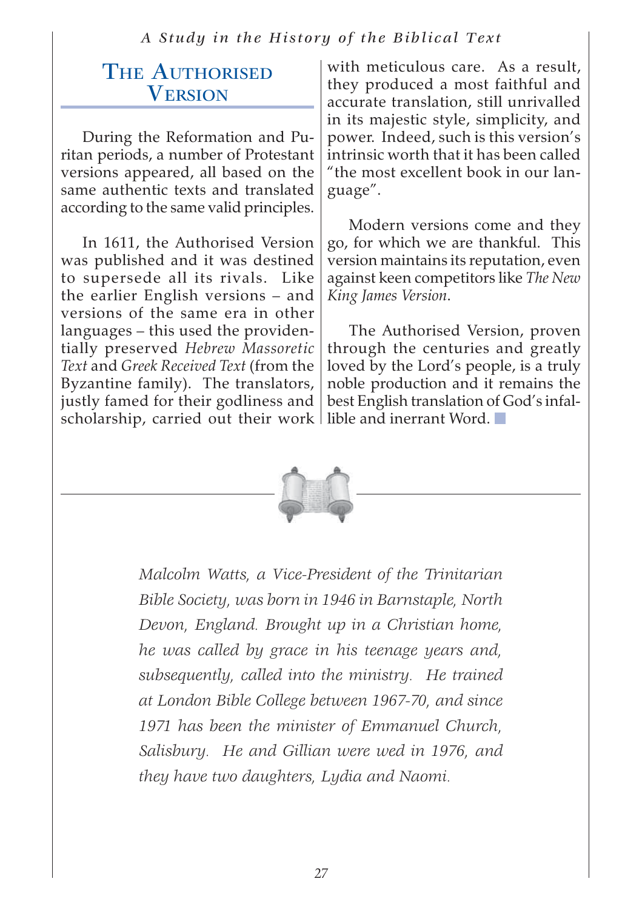## The Authorised Version

During the Reformation and Puritan periods, a number of Protestant versions appeared, all based on the same authentic texts and translated according to the same valid principles.

In 1611, the Authorised Version was published and it was destined to supersede all its rivals. Like the earlier English versions – and versions of the same era in other languages – this used the providentially preserved *Hebrew Massoretic Text* and *Greek Received Text* (from the Byzantine family). The translators, justly famed for their godliness and scholarship, carried out their work with meticulous care. As a result, they produced a most faithful and accurate translation, still unrivalled in its majestic style, simplicity, and power. Indeed, such is this version's intrinsic worth that it has been called "the most excellent book in our language".

Modern versions come and they go, for which we are thankful. This version maintains its reputation, even against keen competitors like *The New King James Version*.

The Authorised Version, proven through the centuries and greatly loved by the Lord's people, is a truly noble production and it remains the best English translation of God's infallible and inerrant Word.

---

*Malcolm Watts, a Vice-President of the Trinitarian Bible Society, was born in 1946 in Barnstaple, North Devon, England. Brought up in a Christian home, he was called by grace in his teenage years and, subsequently, called into the ministry. He trained at London Bible College between 1967-70, and since 1971 has been the minister of Emmanuel Church, Salisbury. He and Gillian were wed in 1976, and they have two daughters, Lydia and Naomi.*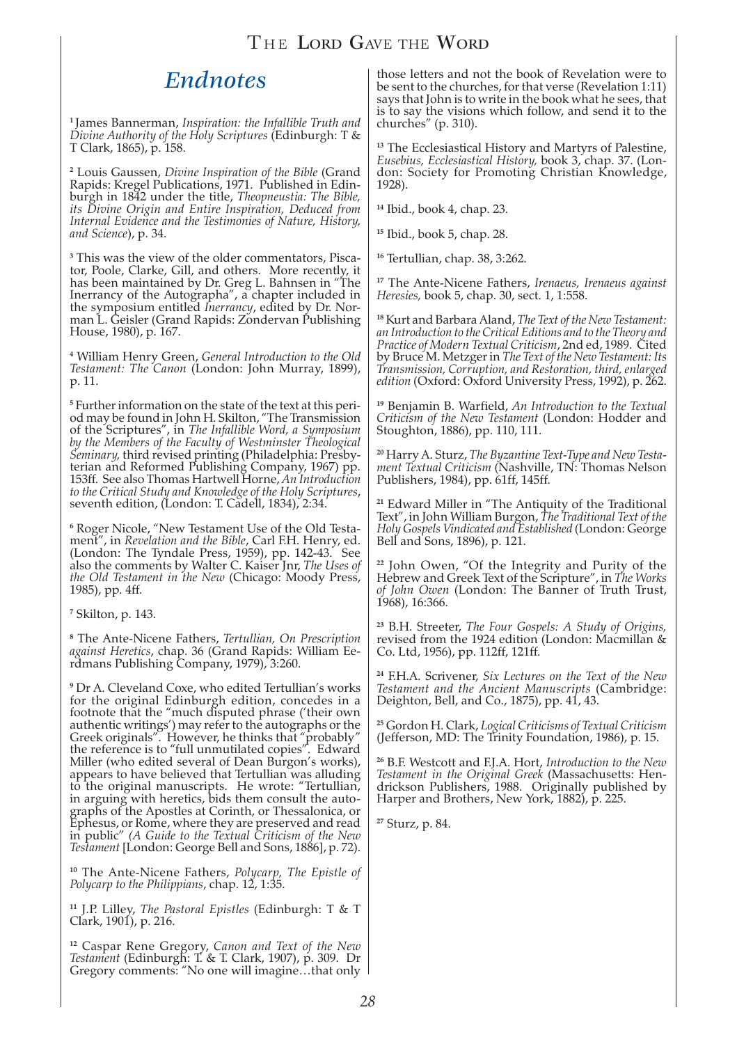# Endnotes

[1] James Bannerman, *Inspiration: the Infallible Truth and Divine Authority of the Holy Scriptures* (Edinburgh: T & T Clark, 1865), p. 158.

[2] Louis Gaussen, *Divine Inspiration of the Bible* (Grand Rapids: Kregel Publications, 1971. Published in Edinburgh in 1842 under the title, *Theopneustia: The Bible, its Divine Origin and Entire Inspiration, Deduced from Internal Evidence and the Testimonies of Nature, History, and Science*), p. 34.

[3] This was the view of the older commentators, Piscator, Poole, Clarke, Gill, and others. More recently, it has been maintained by Dr. Greg L. Bahnsen in "The Inerrancy of the Autographa", a chapter included in the symposium entitled *Inerrancy*, edited by Dr. Norman L. Geisler (Grand Rapids: Zondervan Publishing House, 1980), p. 167.

[4] William Henry Green, *General Introduction to the Old Testament: The Canon* (London: John Murray, 1899), p. 11.

[5] Further information on the state of the text at this period may be found in John H. Skilton, "The Transmission of the Scriptures", in *The Infallible Word, a Symposium by the Members of the Faculty of Westminster Theological Seminary,* third revised printing (Philadelphia: Presbyterian and Reformed Publishing Company, 1967) pp. 153ff. See also Thomas Hartwell Horne, *An Introduction to the Critical Study and Knowledge of the Holy Scriptures*, seventh edition, (London: T. Cadell, 1834), 2:34.

[6] Roger Nicole, "New Testament Use of the Old Testament", in *Revelation and the Bible*, Carl F.H. Henry, ed. (London: The Tyndale Press, 1959), pp. 142-43. See also the comments by Walter C. Kaiser Jnr, *The Uses of the Old Testament in the New* (Chicago: Moody Press, 1985), pp. 4ff.

[7] Skilton, p. 143.

[8] The Ante-Nicene Fathers, *Tertullian, On Prescription against Heretics*, chap. 36 (Grand Rapids: William Eerdmans Publishing Company, 1979), 3:260.

[9] Dr A. Cleveland Coxe, who edited Tertullian's works for the original Edinburgh edition, concedes in a footnote that the "much disputed phrase ('their own authentic writings') may refer to the autographs or the Greek originals". However, he thinks that "probably" the reference is to "full unmutilated copies". Edward Miller (who edited several of Dean Burgon's works), appears to have believed that Tertullian was alluding to the original manuscripts. He wrote: "Tertullian, in arguing with heretics, bids them consult the autographs of the Apostles at Corinth, or Thessalonica, or Ephesus, or Rome, where they are preserved and read in public" *(A Guide to the Textual Criticism of the New Testament* [London: George Bell and Sons, 1886], p. 72).

[10] The Ante-Nicene Fathers, *Polycarp, The Epistle of Polycarp to the Philippians*, chap. 12, 1:35.

[11] J.P. Lilley, *The Pastoral Epistles* (Edinburgh: T & T Clark, 1901), p. 216.

[12] Caspar Rene Gregory, *Canon and Text of the New Testament* (Edinburgh: T. & T. Clark, 1907), p. 309. Dr Gregory comments: "No one will imagine…that only those letters and not the book of Revelation were to be sent to the churches, for that verse (Revelation 1:11) says that John is to write in the book what he sees, that is to say the visions which follow, and send it to the churches" (p. 310).

[13] The Ecclesiastical History and Martyrs of Palestine, *Eusebius, Ecclesiastical History,* book 3, chap. 37. (London: Society for Promoting Christian Knowledge, 1928).

[14] Ibid., book 4, chap. 23.

[15] Ibid., book 5, chap. 28.

[16] Tertullian, chap. 38, 3:262.

[17] The Ante-Nicene Fathers, *Irenaeus, Irenaeus against Heresies,* book 5, chap. 30, sect. 1, 1:558.

[18] Kurt and Barbara Aland, *The Text of the New Testament: an Introduction to the Critical Editions and to the Theory and Practice of Modern Textual Criticism*, 2nd ed, 1989. Cited by Bruce M. Metzger in *The Text of the New Testament: Its Transmission, Corruption, and Restoration, third, enlarged edition* (Oxford: Oxford University Press, 1992), p. 262.

[19] Benjamin B. Warfield, *An Introduction to the Textual Criticism of the New Testament* (London: Hodder and Stoughton, 1886), pp. 110, 111.

[20] Harry A. Sturz, *The Byzantine Text-Type and New Testament Textual Criticism* (Nashville, TN: Thomas Nelson Publishers, 1984), pp. 61ff, 145ff.

[21] Edward Miller in "The Antiquity of the Traditional Text", in John William Burgon, *The Traditional Text of the Holy Gospels Vindicated and Established* (London: George Bell and Sons, 1896), p. 121.

[22] John Owen, "Of the Integrity and Purity of the Hebrew and Greek Text of the Scripture", in *The Works of John Owen* (London: The Banner of Truth Trust, 1968), 16:366.

[23] B.H. Streeter, *The Four Gospels: A Study of Origins,* revised from the 1924 edition (London: Macmillan & Co. Ltd, 1956), pp. 112ff, 121ff.

[24] F.H.A. Scrivener, *Six Lectures on the Text of the New Testament and the Ancient Manuscripts* (Cambridge: Deighton, Bell, and Co., 1875), pp. 41, 43.

[25] Gordon H. Clark, *Logical Criticisms of Textual Criticism* (Jefferson, MD: The Trinity Foundation, 1986), p. 15.

[26] B.F. Westcott and F.J.A. Hort, *Introduction to the New Testament in the Original Greek* (Massachusetts: Hendrickson Publishers, 1988. Originally published by Harper and Brothers, New York, 1882), p. 225.

[27] Sturz, p. 84.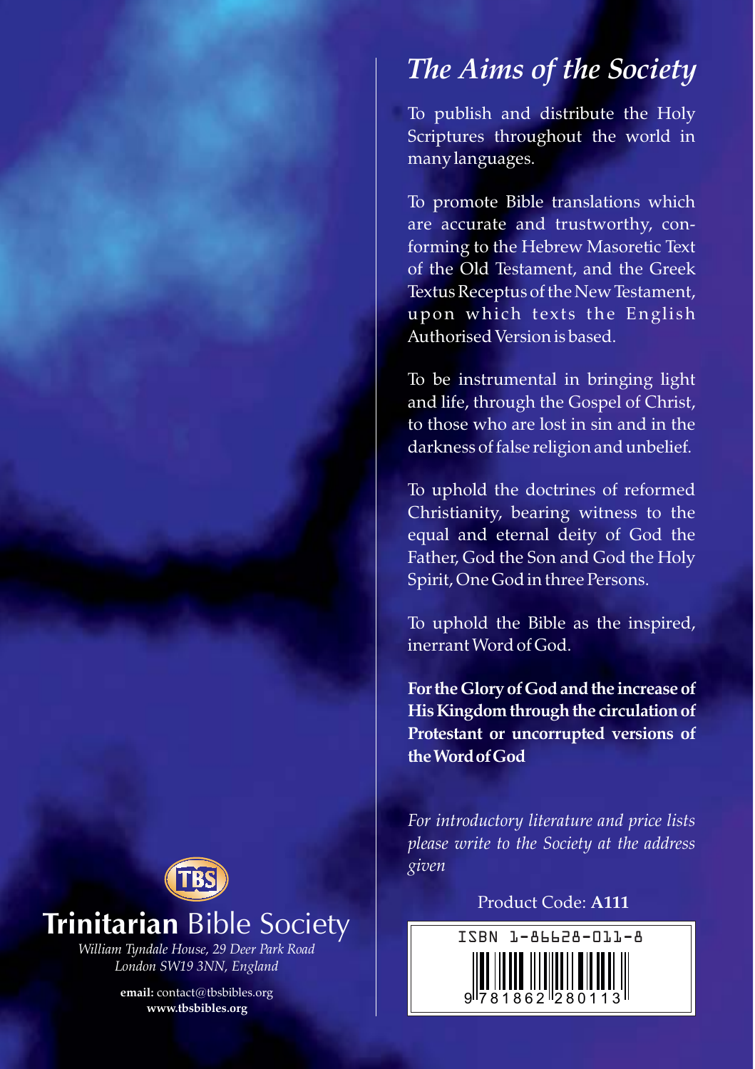# *The Aims of the Society*

To publish and distribute the Holy Scriptures throughout the world in many languages.

To promote Bible translations which are accurate and trustworthy, conforming to the Hebrew Masoretic Text of the Old Testament, and the Greek Textus Receptus of the New Testament, upon which texts the English Authorised Version is based.

To be instrumental in bringing light and life, through the Gospel of Christ, to those who are lost in sin and in the darkness of false religion and unbelief.

To uphold the doctrines of reformed Christianity, bearing witness to the equal and eternal deity of God the Father, God the Son and God the Holy Spirit, One God in three Persons.

To uphold the Bible as the inspired, inerrant Word of God.

**For the Glory of God and the increase of His Kingdom through the circulation of Protestant or uncorrupted versions of the Word of God**

*For introductory literature and price lists please write to the Society at the address given*

Product Code: **A111**

ISBN 1-86628-011-8

9781862280113

TBS

**Trinitarian** Bible Society

*William Tyndale House, 29 Deer Park Road*
*London SW19 3NN, England*

**email:** contact@tbsbibles.org
**www.tbsbibles.org**